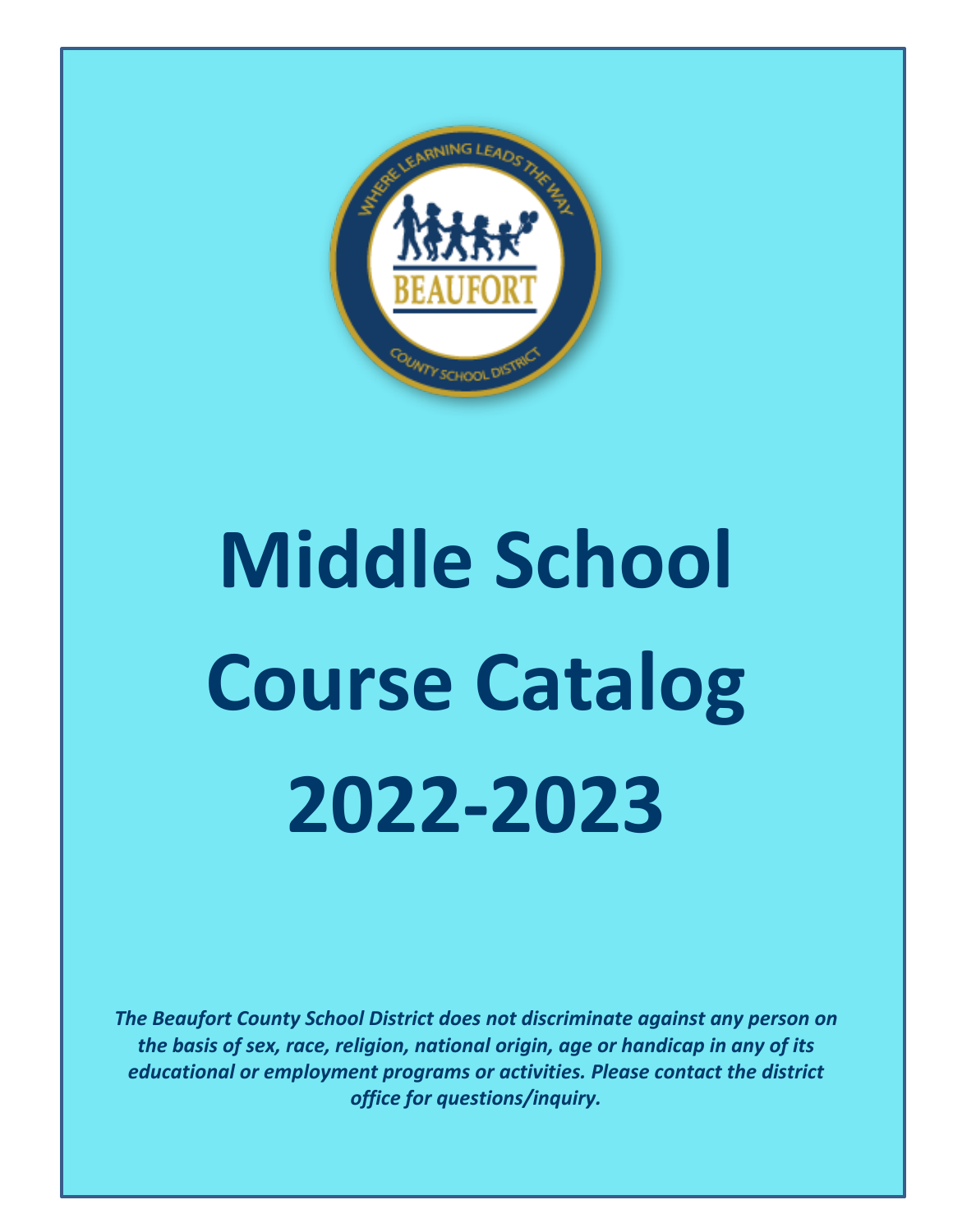# Middle School Course Catalog 2022-2023

***The Beaufort County School District does not discriminate against any person on the basis of sex, race, religion, national origin, age or handicap in any of its educational or employment programs or activities. Please contact the district office for questions/inquiry.***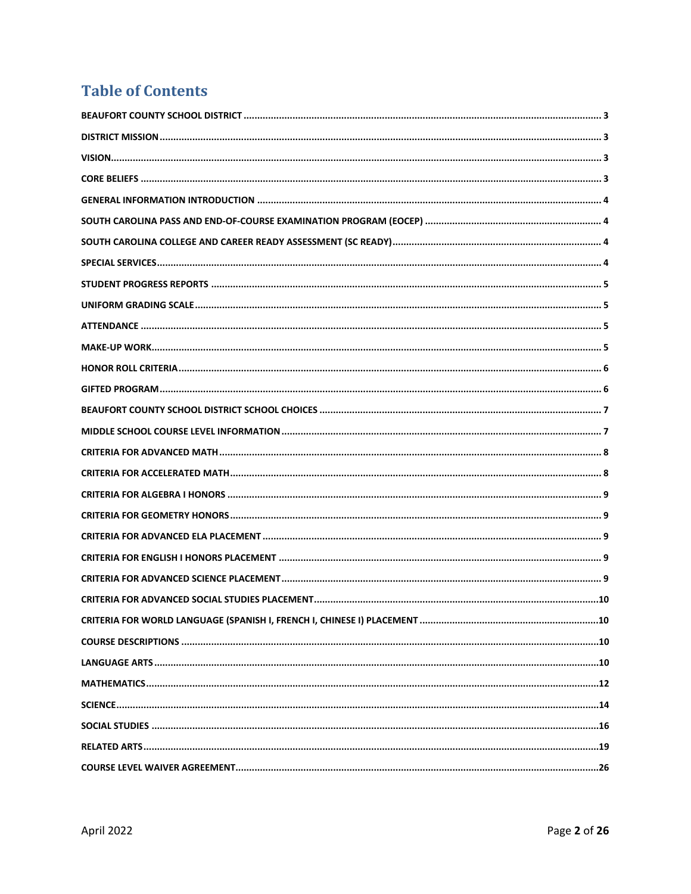# Table of Contents

BEAUFORT COUNTY SCHOOL DISTRICT ........................................................ 3

DISTRICT MISSION ........................................................ 3

VISION ........................................................ 3

CORE BELIEFS ........................................................ 3

GENERAL INFORMATION INTRODUCTION ........................................................ 4

SOUTH CAROLINA PASS AND END-OF-COURSE EXAMINATION PROGRAM (EOCEP) ........................................................ 4

SOUTH CAROLINA COLLEGE AND CAREER READY ASSESSMENT (SC READY) ........................................................ 4

SPECIAL SERVICES ........................................................ 4

STUDENT PROGRESS REPORTS ........................................................ 5

UNIFORM GRADING SCALE ........................................................ 5

ATTENDANCE ........................................................ 5

MAKE-UP WORK ........................................................ 5

HONOR ROLL CRITERIA ........................................................ 6

GIFTED PROGRAM ........................................................ 6

BEAUFORT COUNTY SCHOOL DISTRICT SCHOOL CHOICES ........................................................ 7

MIDDLE SCHOOL COURSE LEVEL INFORMATION ........................................................ 7

CRITERIA FOR ADVANCED MATH ........................................................ 8

CRITERIA FOR ACCELERATED MATH ........................................................ 8

CRITERIA FOR ALGEBRA I HONORS ........................................................ 9

CRITERIA FOR GEOMETRY HONORS ........................................................ 9

CRITERIA FOR ADVANCED ELA PLACEMENT ........................................................ 9

CRITERIA FOR ENGLISH I HONORS PLACEMENT ........................................................ 9

CRITERIA FOR ADVANCED SCIENCE PLACEMENT ........................................................ 9

CRITERIA FOR ADVANCED SOCIAL STUDIES PLACEMENT ........................................................ 10

CRITERIA FOR WORLD LANGUAGE (SPANISH I, FRENCH I, CHINESE I) PLACEMENT ........................................................ 10

COURSE DESCRIPTIONS ........................................................ 10

LANGUAGE ARTS ........................................................ 10

MATHEMATICS ........................................................ 12

SCIENCE ........................................................ 14

SOCIAL STUDIES ........................................................ 16

RELATED ARTS ........................................................ 19

COURSE LEVEL WAIVER AGREEMENT ........................................................ 26

April 2022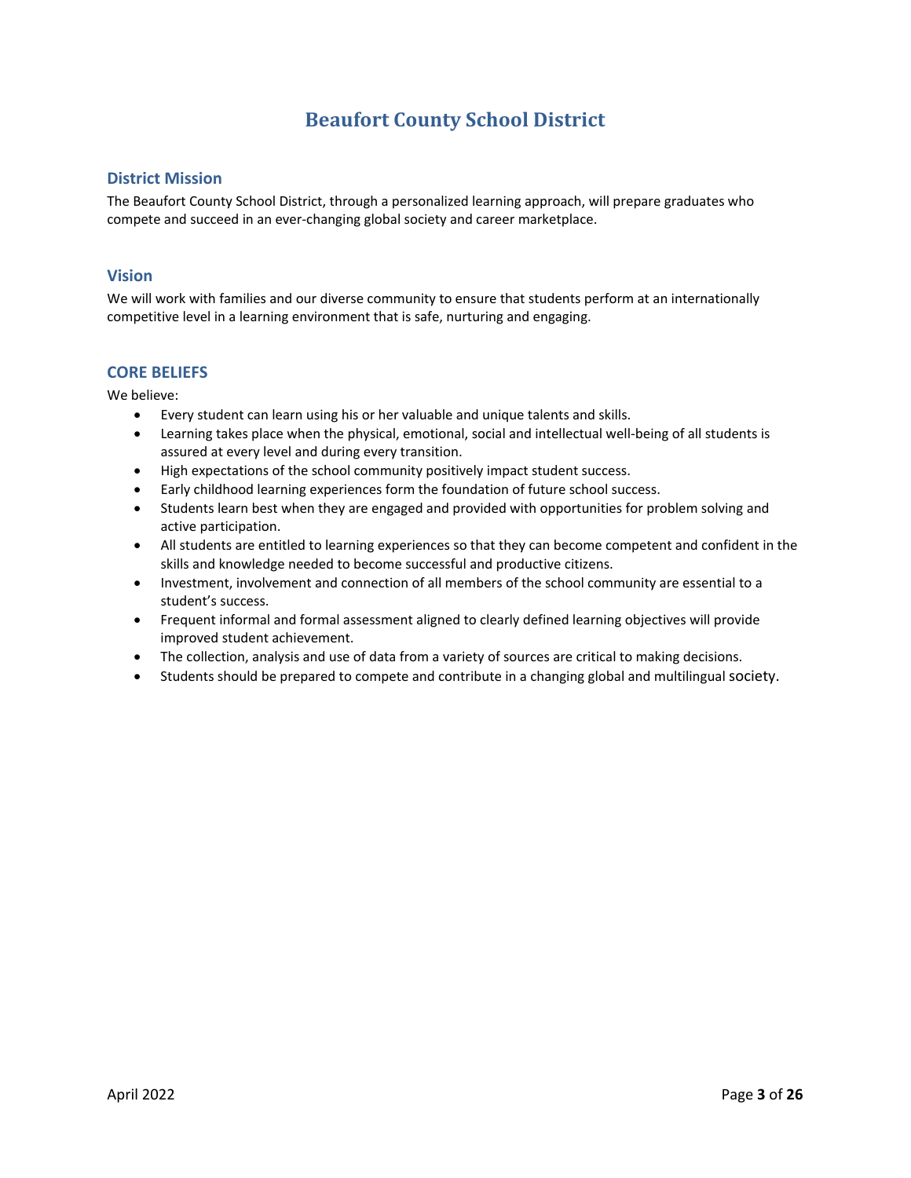# Beaufort County School District

## District Mission

The Beaufort County School District, through a personalized learning approach, will prepare graduates who compete and succeed in an ever-changing global society and career marketplace.

## Vision

We will work with families and our diverse community to ensure that students perform at an internationally competitive level in a learning environment that is safe, nurturing and engaging.

## CORE BELIEFS

We believe:

- Every student can learn using his or her valuable and unique talents and skills.
- Learning takes place when the physical, emotional, social and intellectual well-being of all students is assured at every level and during every transition.
- High expectations of the school community positively impact student success.
- Early childhood learning experiences form the foundation of future school success.
- Students learn best when they are engaged and provided with opportunities for problem solving and active participation.
- All students are entitled to learning experiences so that they can become competent and confident in the skills and knowledge needed to become successful and productive citizens.
- Investment, involvement and connection of all members of the school community are essential to a student's success.
- Frequent informal and formal assessment aligned to clearly defined learning objectives will provide improved student achievement.
- The collection, analysis and use of data from a variety of sources are critical to making decisions.
- Students should be prepared to compete and contribute in a changing global and multilingual society.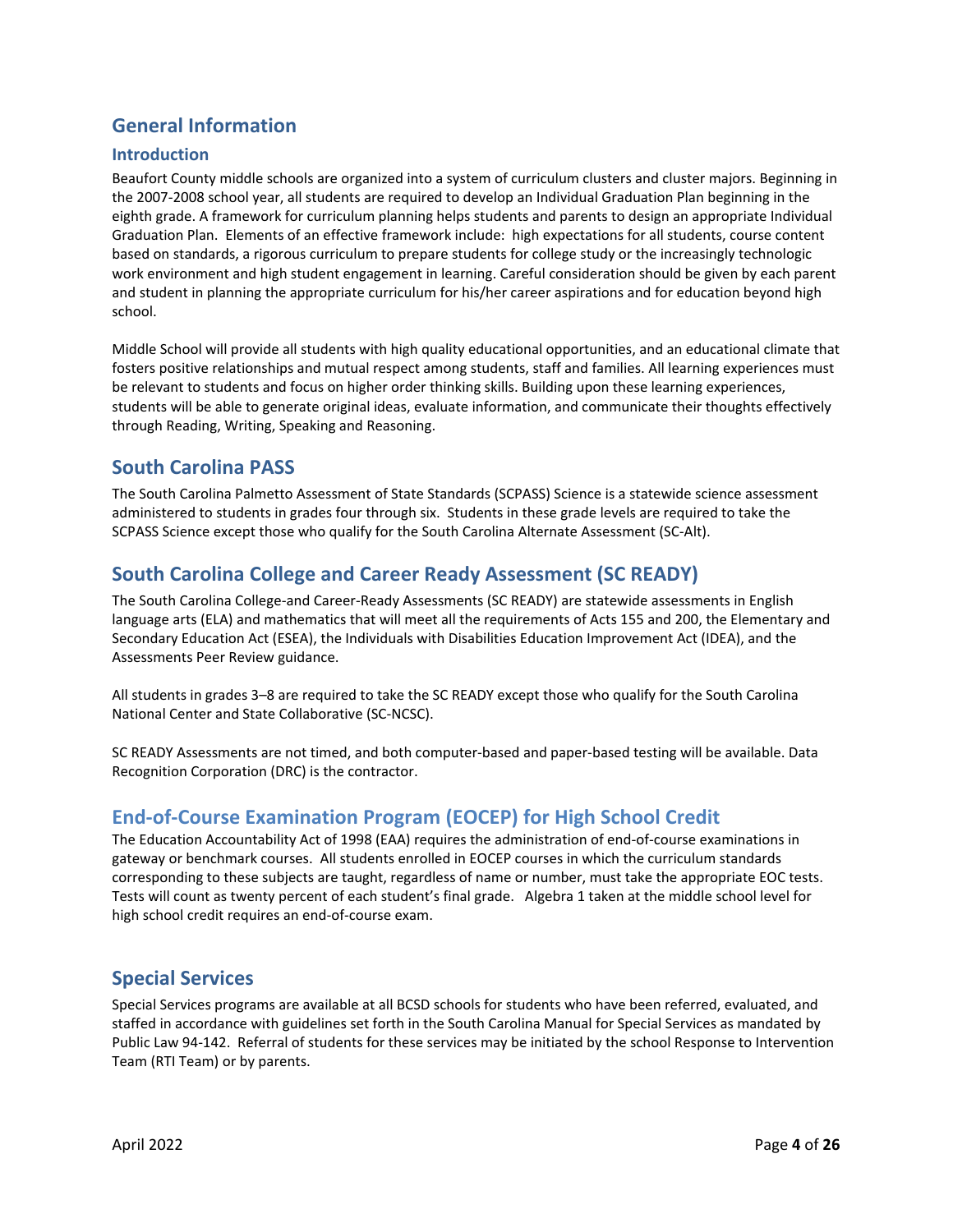# General Information

## Introduction

Beaufort County middle schools are organized into a system of curriculum clusters and cluster majors. Beginning in the 2007-2008 school year, all students are required to develop an Individual Graduation Plan beginning in the eighth grade. A framework for curriculum planning helps students and parents to design an appropriate Individual Graduation Plan. Elements of an effective framework include: high expectations for all students, course content based on standards, a rigorous curriculum to prepare students for college study or the increasingly technologic work environment and high student engagement in learning. Careful consideration should be given by each parent and student in planning the appropriate curriculum for his/her career aspirations and for education beyond high school.

Middle School will provide all students with high quality educational opportunities, and an educational climate that fosters positive relationships and mutual respect among students, staff and families. All learning experiences must be relevant to students and focus on higher order thinking skills. Building upon these learning experiences, students will be able to generate original ideas, evaluate information, and communicate their thoughts effectively through Reading, Writing, Speaking and Reasoning.

# South Carolina PASS

The South Carolina Palmetto Assessment of State Standards (SCPASS) Science is a statewide science assessment administered to students in grades four through six. Students in these grade levels are required to take the SCPASS Science except those who qualify for the South Carolina Alternate Assessment (SC-Alt).

# South Carolina College and Career Ready Assessment (SC READY)

The South Carolina College-and Career-Ready Assessments (SC READY) are statewide assessments in English language arts (ELA) and mathematics that will meet all the requirements of Acts 155 and 200, the Elementary and Secondary Education Act (ESEA), the Individuals with Disabilities Education Improvement Act (IDEA), and the Assessments Peer Review guidance.

All students in grades 3–8 are required to take the SC READY except those who qualify for the South Carolina National Center and State Collaborative (SC-NCSC).

SC READY Assessments are not timed, and both computer-based and paper-based testing will be available. Data Recognition Corporation (DRC) is the contractor.

# End-of-Course Examination Program (EOCEP) for High School Credit

The Education Accountability Act of 1998 (EAA) requires the administration of end-of-course examinations in gateway or benchmark courses. All students enrolled in EOCEP courses in which the curriculum standards corresponding to these subjects are taught, regardless of name or number, must take the appropriate EOC tests. Tests will count as twenty percent of each student's final grade. Algebra 1 taken at the middle school level for high school credit requires an end-of-course exam.

# Special Services

Special Services programs are available at all BCSD schools for students who have been referred, evaluated, and staffed in accordance with guidelines set forth in the South Carolina Manual for Special Services as mandated by Public Law 94-142. Referral of students for these services may be initiated by the school Response to Intervention Team (RTI Team) or by parents.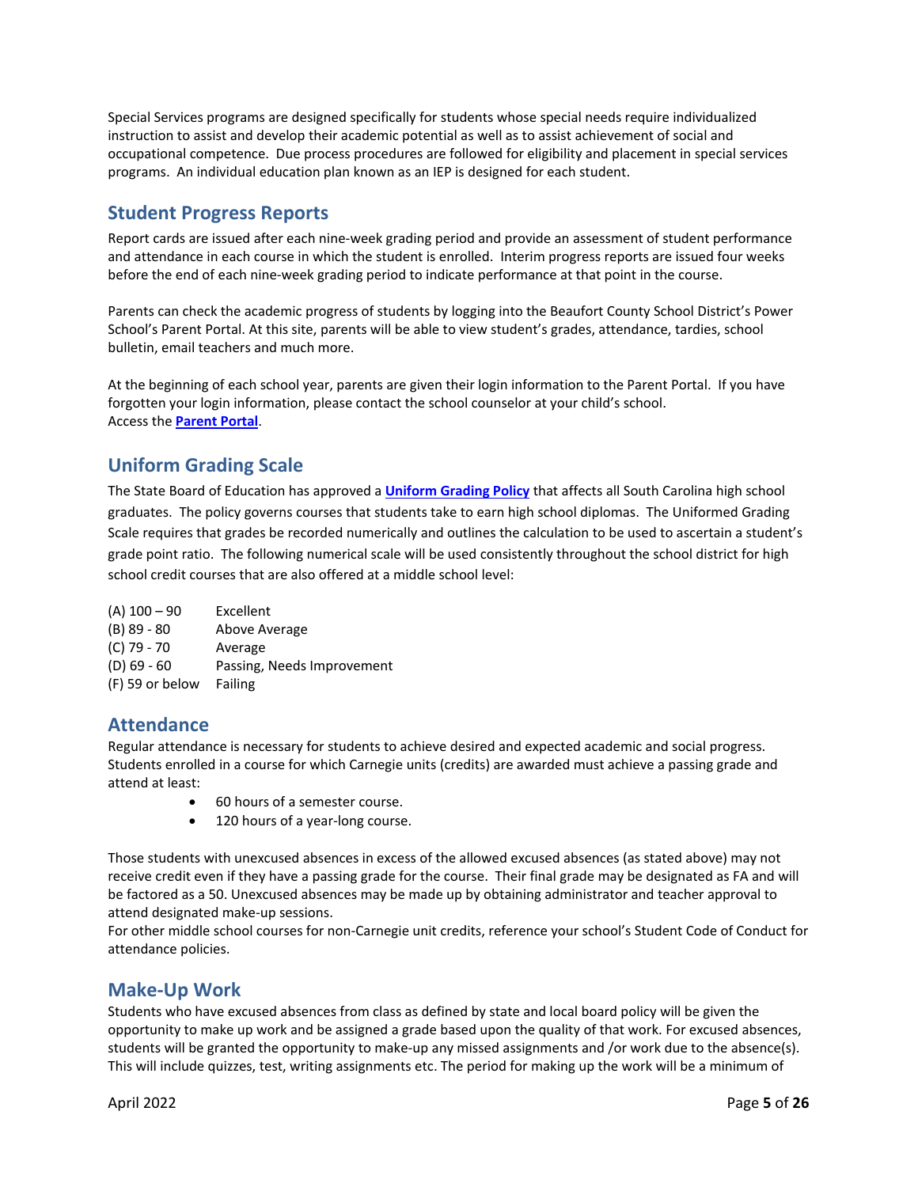Special Services programs are designed specifically for students whose special needs require individualized instruction to assist and develop their academic potential as well as to assist achievement of social and occupational competence. Due process procedures are followed for eligibility and placement in special services programs. An individual education plan known as an IEP is designed for each student.

## Student Progress Reports

Report cards are issued after each nine-week grading period and provide an assessment of student performance and attendance in each course in which the student is enrolled. Interim progress reports are issued four weeks before the end of each nine-week grading period to indicate performance at that point in the course.

Parents can check the academic progress of students by logging into the Beaufort County School District's Power School's Parent Portal. At this site, parents will be able to view student's grades, attendance, tardies, school bulletin, email teachers and much more.

At the beginning of each school year, parents are given their login information to the Parent Portal. If you have forgotten your login information, please contact the school counselor at your child's school.
Access the **Parent Portal**.

## Uniform Grading Scale

The State Board of Education has approved a **Uniform Grading Policy** that affects all South Carolina high school graduates. The policy governs courses that students take to earn high school diplomas. The Uniformed Grading Scale requires that grades be recorded numerically and outlines the calculation to be used to ascertain a student's grade point ratio. The following numerical scale will be used consistently throughout the school district for high school credit courses that are also offered at a middle school level:

| | |
|---|---|
| (A) 100 – 90 | Excellent |
| (B) 89 - 80 | Above Average |
| (C) 79 - 70 | Average |
| (D) 69 - 60 | Passing, Needs Improvement |
| (F) 59 or below | Failing |

## Attendance

Regular attendance is necessary for students to achieve desired and expected academic and social progress. Students enrolled in a course for which Carnegie units (credits) are awarded must achieve a passing grade and attend at least:

- 60 hours of a semester course.
- 120 hours of a year-long course.

Those students with unexcused absences in excess of the allowed excused absences (as stated above) may not receive credit even if they have a passing grade for the course. Their final grade may be designated as FA and will be factored as a 50. Unexcused absences may be made up by obtaining administrator and teacher approval to attend designated make-up sessions.
For other middle school courses for non-Carnegie unit credits, reference your school's Student Code of Conduct for attendance policies.

## Make-Up Work

Students who have excused absences from class as defined by state and local board policy will be given the opportunity to make up work and be assigned a grade based upon the quality of that work. For excused absences, students will be granted the opportunity to make-up any missed assignments and /or work due to the absence(s). This will include quizzes, test, writing assignments etc. The period for making up the work will be a minimum of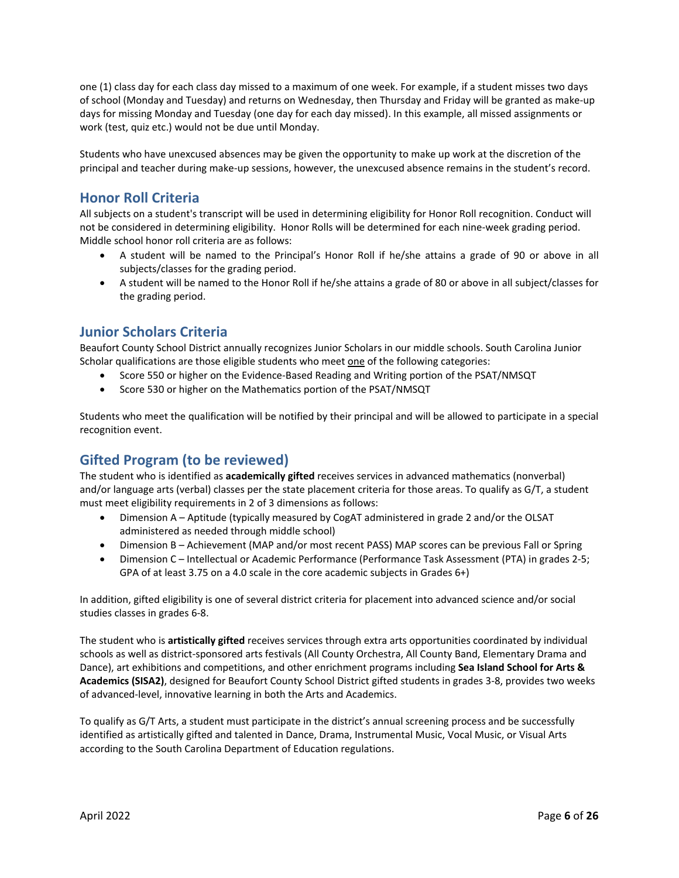one (1) class day for each class day missed to a maximum of one week. For example, if a student misses two days of school (Monday and Tuesday) and returns on Wednesday, then Thursday and Friday will be granted as make-up days for missing Monday and Tuesday (one day for each day missed). In this example, all missed assignments or work (test, quiz etc.) would not be due until Monday.

Students who have unexcused absences may be given the opportunity to make up work at the discretion of the principal and teacher during make-up sessions, however, the unexcused absence remains in the student's record.

## Honor Roll Criteria

All subjects on a student's transcript will be used in determining eligibility for Honor Roll recognition. Conduct will not be considered in determining eligibility. Honor Rolls will be determined for each nine-week grading period. Middle school honor roll criteria are as follows:

- A student will be named to the Principal's Honor Roll if he/she attains a grade of 90 or above in all subjects/classes for the grading period.
- A student will be named to the Honor Roll if he/she attains a grade of 80 or above in all subject/classes for the grading period.

## Junior Scholars Criteria

Beaufort County School District annually recognizes Junior Scholars in our middle schools. South Carolina Junior Scholar qualifications are those eligible students who meet <u>one</u> of the following categories:

- Score 550 or higher on the Evidence-Based Reading and Writing portion of the PSAT/NMSQT
- Score 530 or higher on the Mathematics portion of the PSAT/NMSQT

Students who meet the qualification will be notified by their principal and will be allowed to participate in a special recognition event.

## Gifted Program (to be reviewed)

The student who is identified as **academically gifted** receives services in advanced mathematics (nonverbal) and/or language arts (verbal) classes per the state placement criteria for those areas. To qualify as G/T, a student must meet eligibility requirements in 2 of 3 dimensions as follows:

- Dimension A – Aptitude (typically measured by CogAT administered in grade 2 and/or the OLSAT administered as needed through middle school)
- Dimension B – Achievement (MAP and/or most recent PASS) MAP scores can be previous Fall or Spring
- Dimension C – Intellectual or Academic Performance (Performance Task Assessment (PTA) in grades 2-5; GPA of at least 3.75 on a 4.0 scale in the core academic subjects in Grades 6+)

In addition, gifted eligibility is one of several district criteria for placement into advanced science and/or social studies classes in grades 6-8.

The student who is **artistically gifted** receives services through extra arts opportunities coordinated by individual schools as well as district-sponsored arts festivals (All County Orchestra, All County Band, Elementary Drama and Dance), art exhibitions and competitions, and other enrichment programs including **Sea Island School for Arts & Academics (SISA2)**, designed for Beaufort County School District gifted students in grades 3-8, provides two weeks of advanced-level, innovative learning in both the Arts and Academics.

To qualify as G/T Arts, a student must participate in the district's annual screening process and be successfully identified as artistically gifted and talented in Dance, Drama, Instrumental Music, Vocal Music, or Visual Arts according to the South Carolina Department of Education regulations.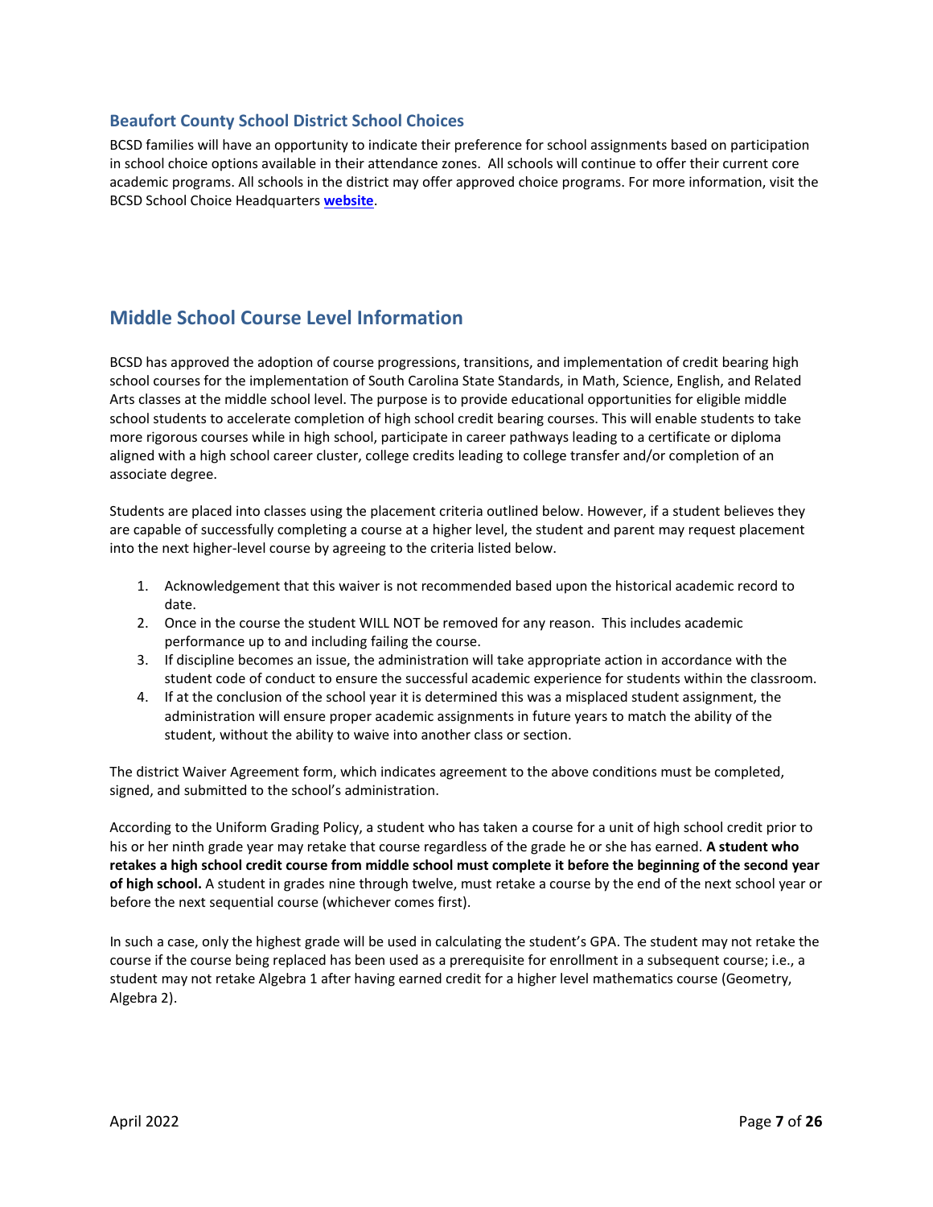## Beaufort County School District School Choices

BCSD families will have an opportunity to indicate their preference for school assignments based on participation in school choice options available in their attendance zones. All schools will continue to offer their current core academic programs. All schools in the district may offer approved choice programs. For more information, visit the BCSD School Choice Headquarters **website**.

## Middle School Course Level Information

BCSD has approved the adoption of course progressions, transitions, and implementation of credit bearing high school courses for the implementation of South Carolina State Standards, in Math, Science, English, and Related Arts classes at the middle school level. The purpose is to provide educational opportunities for eligible middle school students to accelerate completion of high school credit bearing courses. This will enable students to take more rigorous courses while in high school, participate in career pathways leading to a certificate or diploma aligned with a high school career cluster, college credits leading to college transfer and/or completion of an associate degree.

Students are placed into classes using the placement criteria outlined below. However, if a student believes they are capable of successfully completing a course at a higher level, the student and parent may request placement into the next higher-level course by agreeing to the criteria listed below.

1. Acknowledgement that this waiver is not recommended based upon the historical academic record to date.
2. Once in the course the student WILL NOT be removed for any reason. This includes academic performance up to and including failing the course.
3. If discipline becomes an issue, the administration will take appropriate action in accordance with the student code of conduct to ensure the successful academic experience for students within the classroom.
4. If at the conclusion of the school year it is determined this was a misplaced student assignment, the administration will ensure proper academic assignments in future years to match the ability of the student, without the ability to waive into another class or section.

The district Waiver Agreement form, which indicates agreement to the above conditions must be completed, signed, and submitted to the school's administration.

According to the Uniform Grading Policy, a student who has taken a course for a unit of high school credit prior to his or her ninth grade year may retake that course regardless of the grade he or she has earned. **A student who retakes a high school credit course from middle school must complete it before the beginning of the second year of high school.** A student in grades nine through twelve, must retake a course by the end of the next school year or before the next sequential course (whichever comes first).

In such a case, only the highest grade will be used in calculating the student's GPA. The student may not retake the course if the course being replaced has been used as a prerequisite for enrollment in a subsequent course; i.e., a student may not retake Algebra 1 after having earned credit for a higher level mathematics course (Geometry, Algebra 2).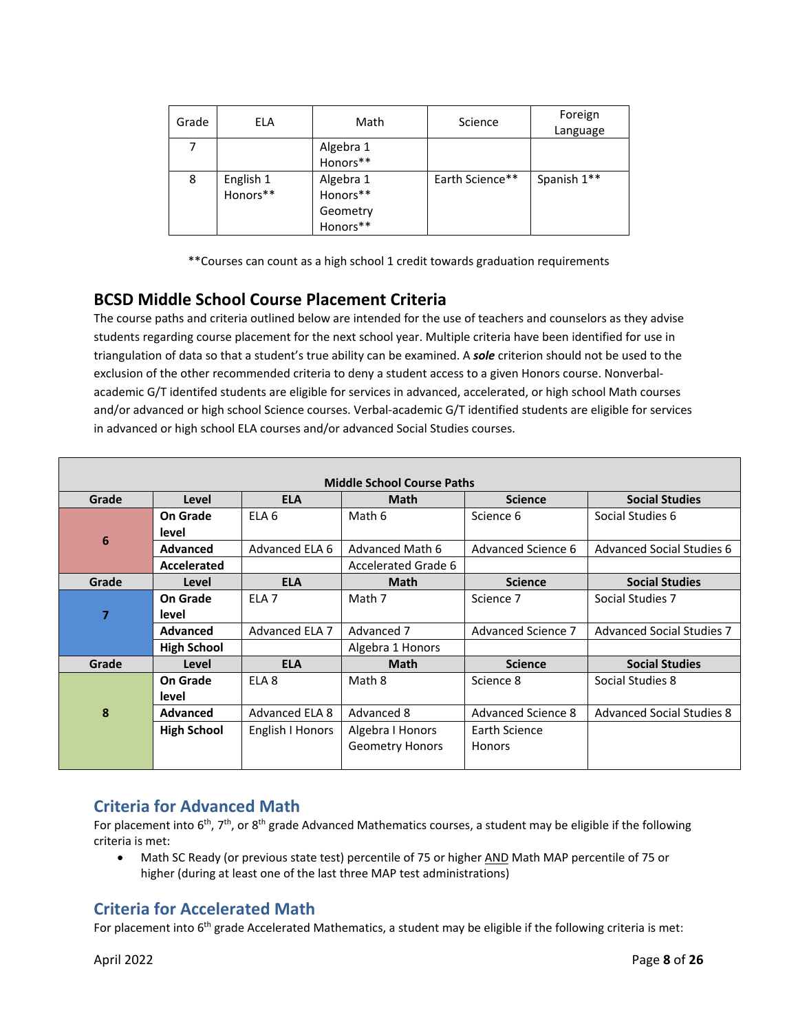| Grade | ELA | Math | Science | Foreign Language |
|---|---|---|---|---|
| 7 | | Algebra 1 Honors** | | |
| 8 | English 1 Honors** | Algebra 1 Honors** Geometry Honors** | Earth Science** | Spanish 1** |

**Courses can count as a high school 1 credit towards graduation requirements

## BCSD Middle School Course Placement Criteria

The course paths and criteria outlined below are intended for the use of teachers and counselors as they advise students regarding course placement for the next school year. Multiple criteria have been identified for use in triangulation of data so that a student's true ability can be examined. A ***sole*** criterion should not be used to the exclusion of the other recommended criteria to deny a student access to a given Honors course. Nonverbal-academic G/T identifed students are eligible for services in advanced, accelerated, or high school Math courses and/or advanced or high school Science courses. Verbal-academic G/T identified students are eligible for services in advanced or high school ELA courses and/or advanced Social Studies courses.

| **Middle School Course Paths** | | | | | |
|---|---|---|---|---|---|
| **Grade** | **Level** | **ELA** | **Math** | **Science** | **Social Studies** |
| **6** | **On Grade level** | ELA 6 | Math 6 | Science 6 | Social Studies 6 |
| | **Advanced** | Advanced ELA 6 | Advanced Math 6 | Advanced Science 6 | Advanced Social Studies 6 |
| | **Accelerated** | | Accelerated Grade 6 | | |
| **Grade** | **Level** | **ELA** | **Math** | **Science** | **Social Studies** |
| **7** | **On Grade level** | ELA 7 | Math 7 | Science 7 | Social Studies 7 |
| | **Advanced** | Advanced ELA 7 | Advanced 7 | Advanced Science 7 | Advanced Social Studies 7 |
| | **High School** | | Algebra 1 Honors | | |
| **Grade** | **Level** | **ELA** | **Math** | **Science** | **Social Studies** |
| **8** | **On Grade level** | ELA 8 | Math 8 | Science 8 | Social Studies 8 |
| | **Advanced** | Advanced ELA 8 | Advanced 8 | Advanced Science 8 | Advanced Social Studies 8 |
| | **High School** | English I Honors | Algebra I Honors Geometry Honors | Earth Science Honors | |

### Criteria for Advanced Math

For placement into 6th, 7th, or 8th grade Advanced Mathematics courses, a student may be eligible if the following criteria is met:

- Math SC Ready (or previous state test) percentile of 75 or higher AND Math MAP percentile of 75 or higher (during at least one of the last three MAP test administrations)

### Criteria for Accelerated Math

For placement into 6th grade Accelerated Mathematics, a student may be eligible if the following criteria is met: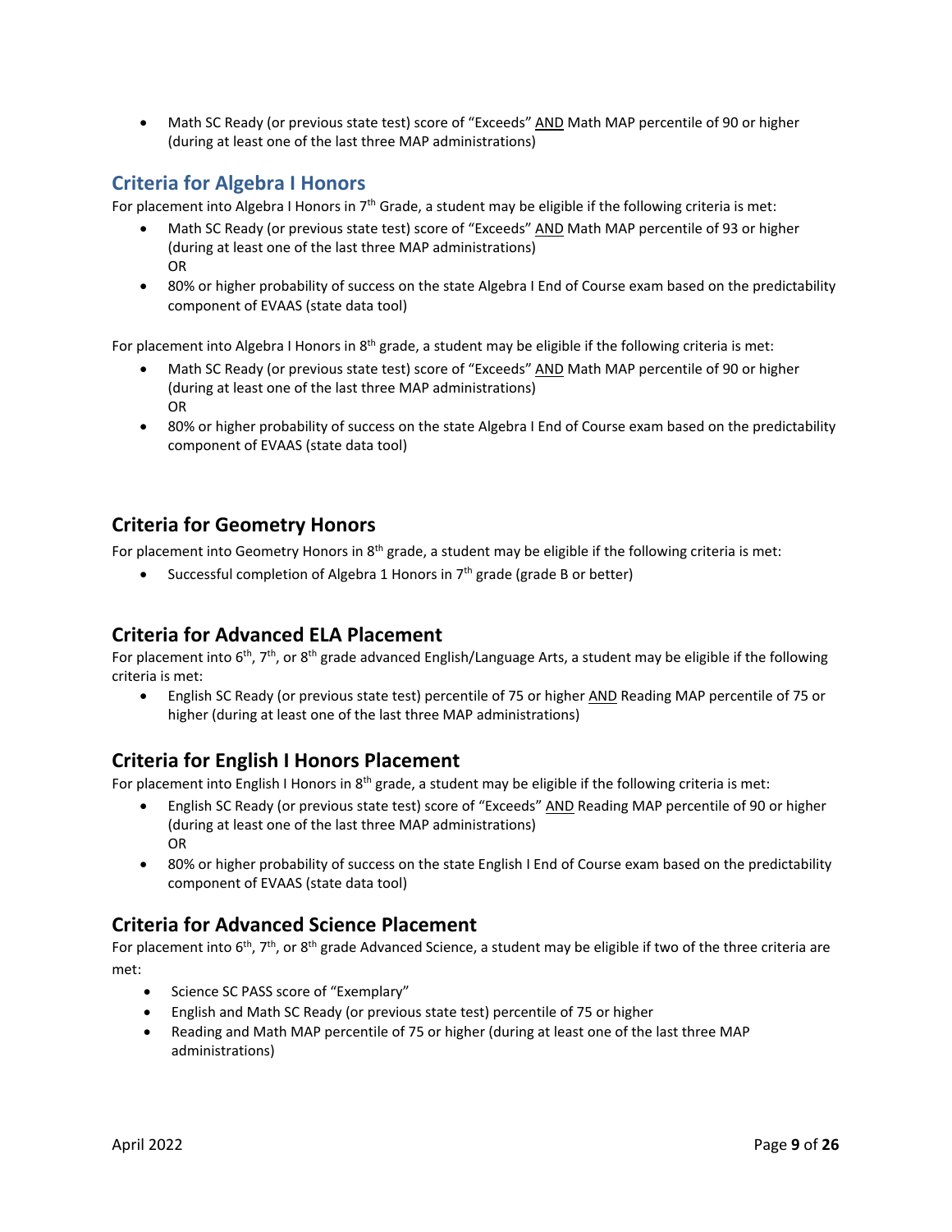- Math SC Ready (or previous state test) score of "Exceeds" AND Math MAP percentile of 90 or higher (during at least one of the last three MAP administrations)

## Criteria for Algebra I Honors

For placement into Algebra I Honors in 7th Grade, a student may be eligible if the following criteria is met:

- Math SC Ready (or previous state test) score of "Exceeds" AND Math MAP percentile of 93 or higher (during at least one of the last three MAP administrations)
  OR
- 80% or higher probability of success on the state Algebra I End of Course exam based on the predictability component of EVAAS (state data tool)

For placement into Algebra I Honors in 8th grade, a student may be eligible if the following criteria is met:

- Math SC Ready (or previous state test) score of "Exceeds" AND Math MAP percentile of 90 or higher (during at least one of the last three MAP administrations)
  OR
- 80% or higher probability of success on the state Algebra I End of Course exam based on the predictability component of EVAAS (state data tool)

## Criteria for Geometry Honors

For placement into Geometry Honors in 8th grade, a student may be eligible if the following criteria is met:

- Successful completion of Algebra 1 Honors in 7th grade (grade B or better)

## Criteria for Advanced ELA Placement

For placement into 6th, 7th, or 8th grade advanced English/Language Arts, a student may be eligible if the following criteria is met:

- English SC Ready (or previous state test) percentile of 75 or higher AND Reading MAP percentile of 75 or higher (during at least one of the last three MAP administrations)

## Criteria for English I Honors Placement

For placement into English I Honors in 8th grade, a student may be eligible if the following criteria is met:

- English SC Ready (or previous state test) score of "Exceeds" AND Reading MAP percentile of 90 or higher (during at least one of the last three MAP administrations)
  OR
- 80% or higher probability of success on the state English I End of Course exam based on the predictability component of EVAAS (state data tool)

## Criteria for Advanced Science Placement

For placement into 6th, 7th, or 8th grade Advanced Science, a student may be eligible if two of the three criteria are met:

- Science SC PASS score of "Exemplary"
- English and Math SC Ready (or previous state test) percentile of 75 or higher
- Reading and Math MAP percentile of 75 or higher (during at least one of the last three MAP administrations)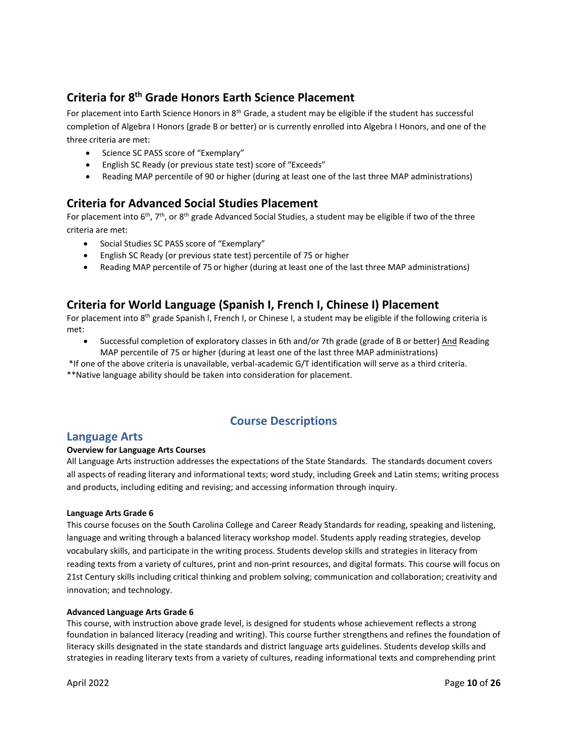## Criteria for 8th Grade Honors Earth Science Placement

For placement into Earth Science Honors in 8th Grade, a student may be eligible if the student has successful completion of Algebra I Honors (grade B or better) or is currently enrolled into Algebra I Honors, and one of the three criteria are met:

- Science SC PASS score of "Exemplary"
- English SC Ready (or previous state test) score of "Exceeds"
- Reading MAP percentile of 90 or higher (during at least one of the last three MAP administrations)

## Criteria for Advanced Social Studies Placement

For placement into 6th, 7th, or 8th grade Advanced Social Studies, a student may be eligible if two of the three criteria are met:

- Social Studies SC PASS score of "Exemplary"
- English SC Ready (or previous state test) percentile of 75 or higher
- Reading MAP percentile of 75 or higher (during at least one of the last three MAP administrations)

## Criteria for World Language (Spanish I, French I, Chinese I) Placement

For placement into 8th grade Spanish I, French I, or Chinese I, a student may be eligible if the following criteria is met:

- Successful completion of exploratory classes in 6th and/or 7th grade (grade of B or better) And Reading MAP percentile of 75 or higher (during at least one of the last three MAP administrations)

*If one of the above criteria is unavailable, verbal-academic G/T identification will serve as a third criteria.
**Native language ability should be taken into consideration for placement.

# Course Descriptions

## Language Arts

**Overview for Language Arts Courses**

All Language Arts instruction addresses the expectations of the State Standards. The standards document covers all aspects of reading literary and informational texts; word study, including Greek and Latin stems; writing process and products, including editing and revising; and accessing information through inquiry.

**Language Arts Grade 6**

This course focuses on the South Carolina College and Career Ready Standards for reading, speaking and listening, language and writing through a balanced literacy workshop model. Students apply reading strategies, develop vocabulary skills, and participate in the writing process. Students develop skills and strategies in literacy from reading texts from a variety of cultures, print and non-print resources, and digital formats. This course will focus on 21st Century skills including critical thinking and problem solving; communication and collaboration; creativity and innovation; and technology.

**Advanced Language Arts Grade 6**

This course, with instruction above grade level, is designed for students whose achievement reflects a strong foundation in balanced literacy (reading and writing). This course further strengthens and refines the foundation of literacy skills designated in the state standards and district language arts guidelines. Students develop skills and strategies in reading literary texts from a variety of cultures, reading informational texts and comprehending print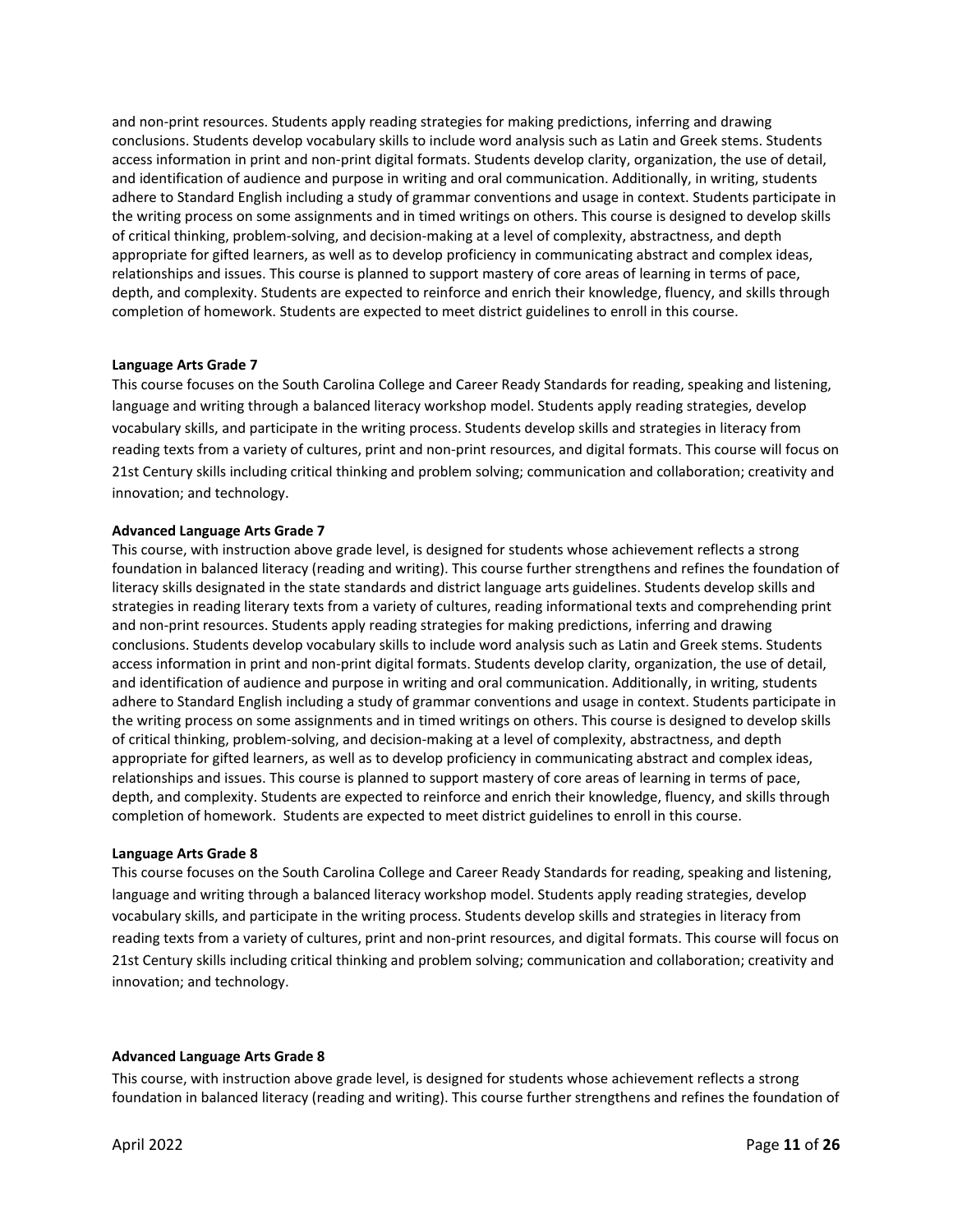and non-print resources. Students apply reading strategies for making predictions, inferring and drawing conclusions. Students develop vocabulary skills to include word analysis such as Latin and Greek stems. Students access information in print and non-print digital formats. Students develop clarity, organization, the use of detail, and identification of audience and purpose in writing and oral communication. Additionally, in writing, students adhere to Standard English including a study of grammar conventions and usage in context. Students participate in the writing process on some assignments and in timed writings on others. This course is designed to develop skills of critical thinking, problem-solving, and decision-making at a level of complexity, abstractness, and depth appropriate for gifted learners, as well as to develop proficiency in communicating abstract and complex ideas, relationships and issues. This course is planned to support mastery of core areas of learning in terms of pace, depth, and complexity. Students are expected to reinforce and enrich their knowledge, fluency, and skills through completion of homework. Students are expected to meet district guidelines to enroll in this course.

**Language Arts Grade 7**

This course focuses on the South Carolina College and Career Ready Standards for reading, speaking and listening, language and writing through a balanced literacy workshop model. Students apply reading strategies, develop vocabulary skills, and participate in the writing process. Students develop skills and strategies in literacy from reading texts from a variety of cultures, print and non-print resources, and digital formats. This course will focus on 21st Century skills including critical thinking and problem solving; communication and collaboration; creativity and innovation; and technology.

**Advanced Language Arts Grade 7**

This course, with instruction above grade level, is designed for students whose achievement reflects a strong foundation in balanced literacy (reading and writing). This course further strengthens and refines the foundation of literacy skills designated in the state standards and district language arts guidelines. Students develop skills and strategies in reading literary texts from a variety of cultures, reading informational texts and comprehending print and non-print resources. Students apply reading strategies for making predictions, inferring and drawing conclusions. Students develop vocabulary skills to include word analysis such as Latin and Greek stems. Students access information in print and non-print digital formats. Students develop clarity, organization, the use of detail, and identification of audience and purpose in writing and oral communication. Additionally, in writing, students adhere to Standard English including a study of grammar conventions and usage in context. Students participate in the writing process on some assignments and in timed writings on others. This course is designed to develop skills of critical thinking, problem-solving, and decision-making at a level of complexity, abstractness, and depth appropriate for gifted learners, as well as to develop proficiency in communicating abstract and complex ideas, relationships and issues. This course is planned to support mastery of core areas of learning in terms of pace, depth, and complexity. Students are expected to reinforce and enrich their knowledge, fluency, and skills through completion of homework. Students are expected to meet district guidelines to enroll in this course.

**Language Arts Grade 8**

This course focuses on the South Carolina College and Career Ready Standards for reading, speaking and listening, language and writing through a balanced literacy workshop model. Students apply reading strategies, develop vocabulary skills, and participate in the writing process. Students develop skills and strategies in literacy from reading texts from a variety of cultures, print and non-print resources, and digital formats. This course will focus on 21st Century skills including critical thinking and problem solving; communication and collaboration; creativity and innovation; and technology.

**Advanced Language Arts Grade 8**

This course, with instruction above grade level, is designed for students whose achievement reflects a strong foundation in balanced literacy (reading and writing). This course further strengthens and refines the foundation of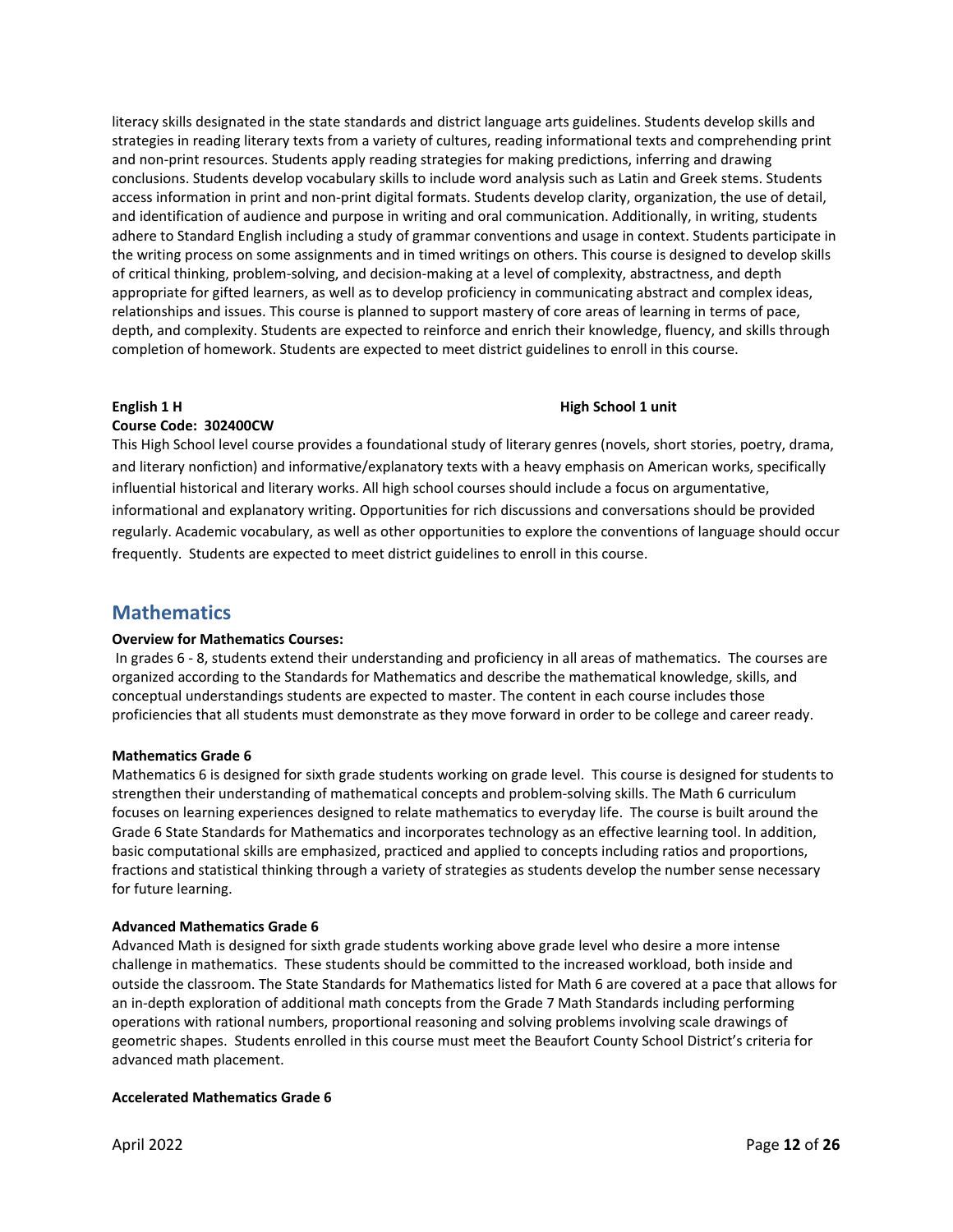literacy skills designated in the state standards and district language arts guidelines. Students develop skills and strategies in reading literary texts from a variety of cultures, reading informational texts and comprehending print and non-print resources. Students apply reading strategies for making predictions, inferring and drawing conclusions. Students develop vocabulary skills to include word analysis such as Latin and Greek stems. Students access information in print and non-print digital formats. Students develop clarity, organization, the use of detail, and identification of audience and purpose in writing and oral communication. Additionally, in writing, students adhere to Standard English including a study of grammar conventions and usage in context. Students participate in the writing process on some assignments and in timed writings on others. This course is designed to develop skills of critical thinking, problem-solving, and decision-making at a level of complexity, abstractness, and depth appropriate for gifted learners, as well as to develop proficiency in communicating abstract and complex ideas, relationships and issues. This course is planned to support mastery of core areas of learning in terms of pace, depth, and complexity. Students are expected to reinforce and enrich their knowledge, fluency, and skills through completion of homework. Students are expected to meet district guidelines to enroll in this course.

**English 1 H** **High School 1 unit**
**Course Code: 302400CW**

This High School level course provides a foundational study of literary genres (novels, short stories, poetry, drama, and literary nonfiction) and informative/explanatory texts with a heavy emphasis on American works, specifically influential historical and literary works. All high school courses should include a focus on argumentative, informational and explanatory writing. Opportunities for rich discussions and conversations should be provided regularly. Academic vocabulary, as well as other opportunities to explore the conventions of language should occur frequently. Students are expected to meet district guidelines to enroll in this course.

## Mathematics

**Overview for Mathematics Courses:**

In grades 6 - 8, students extend their understanding and proficiency in all areas of mathematics. The courses are organized according to the Standards for Mathematics and describe the mathematical knowledge, skills, and conceptual understandings students are expected to master. The content in each course includes those proficiencies that all students must demonstrate as they move forward in order to be college and career ready.

**Mathematics Grade 6**

Mathematics 6 is designed for sixth grade students working on grade level. This course is designed for students to strengthen their understanding of mathematical concepts and problem-solving skills. The Math 6 curriculum focuses on learning experiences designed to relate mathematics to everyday life. The course is built around the Grade 6 State Standards for Mathematics and incorporates technology as an effective learning tool. In addition, basic computational skills are emphasized, practiced and applied to concepts including ratios and proportions, fractions and statistical thinking through a variety of strategies as students develop the number sense necessary for future learning.

**Advanced Mathematics Grade 6**

Advanced Math is designed for sixth grade students working above grade level who desire a more intense challenge in mathematics. These students should be committed to the increased workload, both inside and outside the classroom. The State Standards for Mathematics listed for Math 6 are covered at a pace that allows for an in-depth exploration of additional math concepts from the Grade 7 Math Standards including performing operations with rational numbers, proportional reasoning and solving problems involving scale drawings of geometric shapes. Students enrolled in this course must meet the Beaufort County School District's criteria for advanced math placement.

**Accelerated Mathematics Grade 6**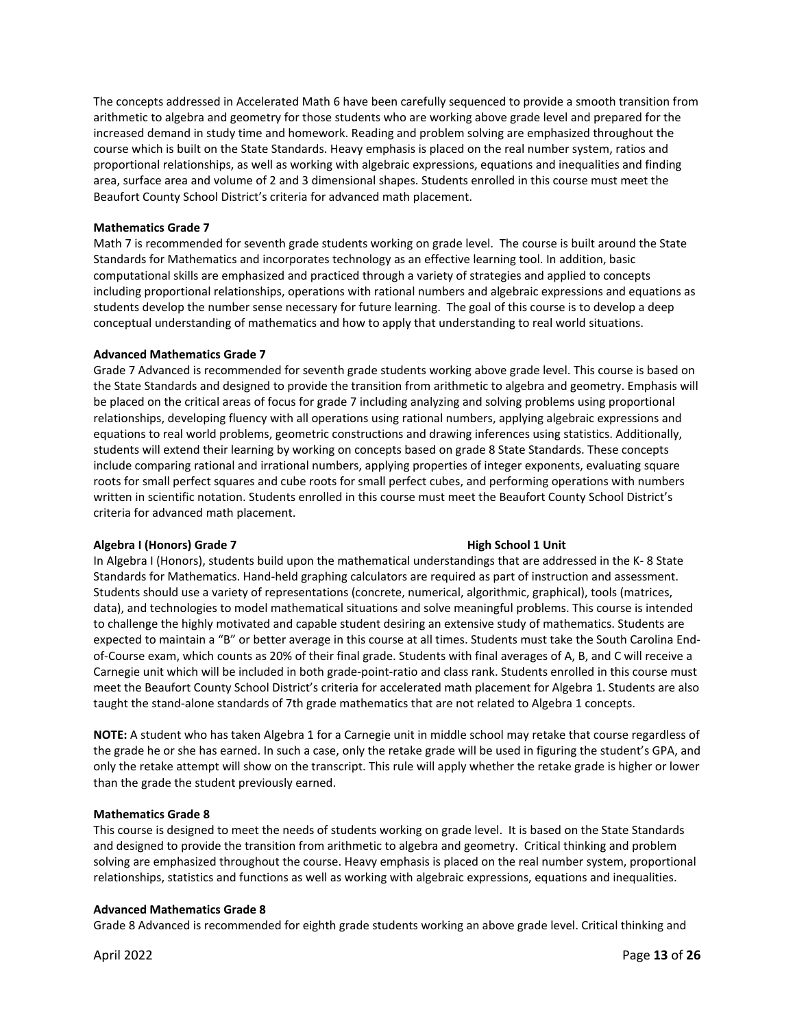The concepts addressed in Accelerated Math 6 have been carefully sequenced to provide a smooth transition from arithmetic to algebra and geometry for those students who are working above grade level and prepared for the increased demand in study time and homework. Reading and problem solving are emphasized throughout the course which is built on the State Standards. Heavy emphasis is placed on the real number system, ratios and proportional relationships, as well as working with algebraic expressions, equations and inequalities and finding area, surface area and volume of 2 and 3 dimensional shapes. Students enrolled in this course must meet the Beaufort County School District's criteria for advanced math placement.

**Mathematics Grade 7**

Math 7 is recommended for seventh grade students working on grade level. The course is built around the State Standards for Mathematics and incorporates technology as an effective learning tool. In addition, basic computational skills are emphasized and practiced through a variety of strategies and applied to concepts including proportional relationships, operations with rational numbers and algebraic expressions and equations as students develop the number sense necessary for future learning. The goal of this course is to develop a deep conceptual understanding of mathematics and how to apply that understanding to real world situations.

**Advanced Mathematics Grade 7**

Grade 7 Advanced is recommended for seventh grade students working above grade level. This course is based on the State Standards and designed to provide the transition from arithmetic to algebra and geometry. Emphasis will be placed on the critical areas of focus for grade 7 including analyzing and solving problems using proportional relationships, developing fluency with all operations using rational numbers, applying algebraic expressions and equations to real world problems, geometric constructions and drawing inferences using statistics. Additionally, students will extend their learning by working on concepts based on grade 8 State Standards. These concepts include comparing rational and irrational numbers, applying properties of integer exponents, evaluating square roots for small perfect squares and cube roots for small perfect cubes, and performing operations with numbers written in scientific notation. Students enrolled in this course must meet the Beaufort County School District's criteria for advanced math placement.

**Algebra I (Honors) Grade 7** **High School 1 Unit**

In Algebra I (Honors), students build upon the mathematical understandings that are addressed in the K- 8 State Standards for Mathematics. Hand-held graphing calculators are required as part of instruction and assessment. Students should use a variety of representations (concrete, numerical, algorithmic, graphical), tools (matrices, data), and technologies to model mathematical situations and solve meaningful problems. This course is intended to challenge the highly motivated and capable student desiring an extensive study of mathematics. Students are expected to maintain a "B" or better average in this course at all times. Students must take the South Carolina End-of-Course exam, which counts as 20% of their final grade. Students with final averages of A, B, and C will receive a Carnegie unit which will be included in both grade-point-ratio and class rank. Students enrolled in this course must meet the Beaufort County School District's criteria for accelerated math placement for Algebra 1. Students are also taught the stand-alone standards of 7th grade mathematics that are not related to Algebra 1 concepts.

**NOTE:** A student who has taken Algebra 1 for a Carnegie unit in middle school may retake that course regardless of the grade he or she has earned. In such a case, only the retake grade will be used in figuring the student's GPA, and only the retake attempt will show on the transcript. This rule will apply whether the retake grade is higher or lower than the grade the student previously earned.

**Mathematics Grade 8**

This course is designed to meet the needs of students working on grade level. It is based on the State Standards and designed to provide the transition from arithmetic to algebra and geometry. Critical thinking and problem solving are emphasized throughout the course. Heavy emphasis is placed on the real number system, proportional relationships, statistics and functions as well as working with algebraic expressions, equations and inequalities.

**Advanced Mathematics Grade 8**

Grade 8 Advanced is recommended for eighth grade students working an above grade level. Critical thinking and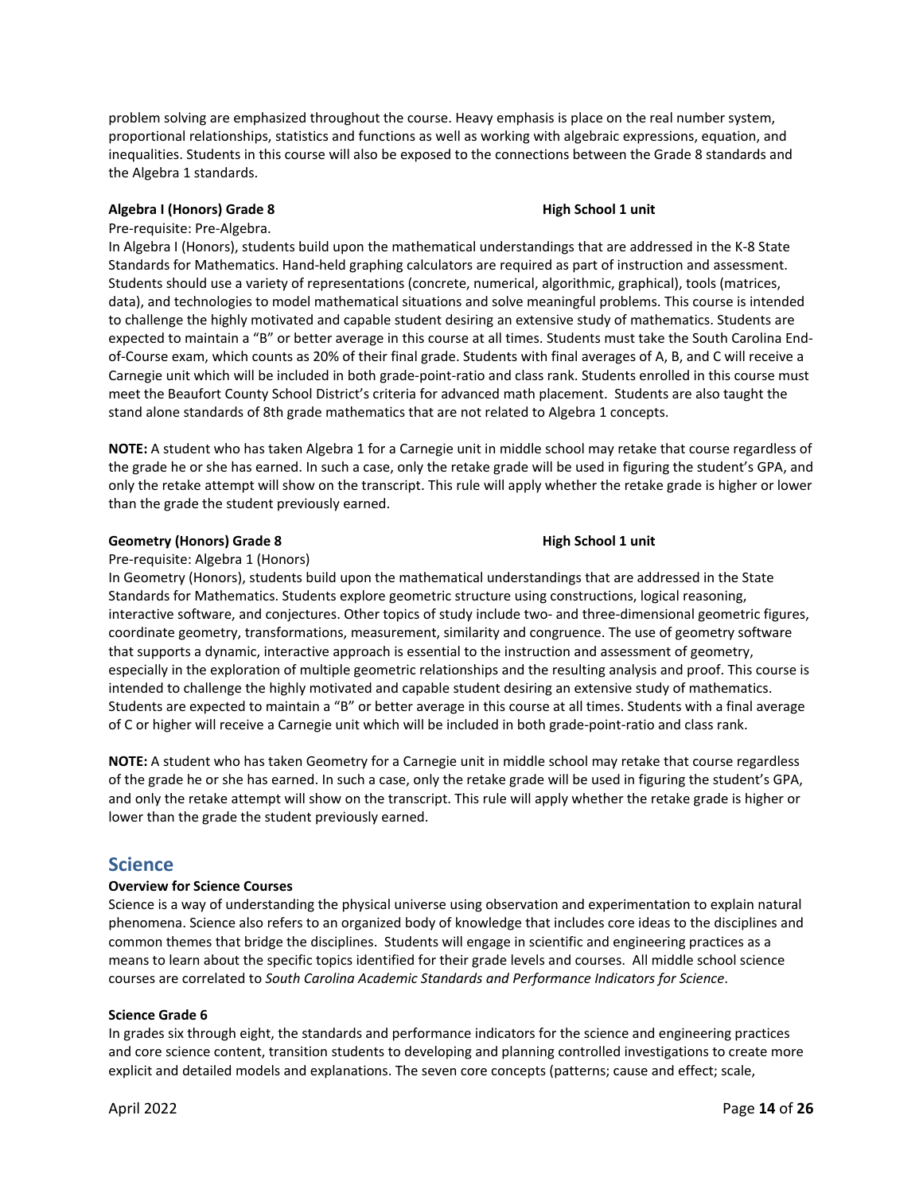problem solving are emphasized throughout the course. Heavy emphasis is place on the real number system, proportional relationships, statistics and functions as well as working with algebraic expressions, equation, and inequalities. Students in this course will also be exposed to the connections between the Grade 8 standards and the Algebra 1 standards.

**Algebra I (Honors) Grade 8** **High School 1 unit**

Pre-requisite: Pre-Algebra.

In Algebra I (Honors), students build upon the mathematical understandings that are addressed in the K-8 State Standards for Mathematics. Hand-held graphing calculators are required as part of instruction and assessment. Students should use a variety of representations (concrete, numerical, algorithmic, graphical), tools (matrices, data), and technologies to model mathematical situations and solve meaningful problems. This course is intended to challenge the highly motivated and capable student desiring an extensive study of mathematics. Students are expected to maintain a "B" or better average in this course at all times. Students must take the South Carolina End-of-Course exam, which counts as 20% of their final grade. Students with final averages of A, B, and C will receive a Carnegie unit which will be included in both grade-point-ratio and class rank. Students enrolled in this course must meet the Beaufort County School District's criteria for advanced math placement. Students are also taught the stand alone standards of 8th grade mathematics that are not related to Algebra 1 concepts.

**NOTE:** A student who has taken Algebra 1 for a Carnegie unit in middle school may retake that course regardless of the grade he or she has earned. In such a case, only the retake grade will be used in figuring the student's GPA, and only the retake attempt will show on the transcript. This rule will apply whether the retake grade is higher or lower than the grade the student previously earned.

**Geometry (Honors) Grade 8** **High School 1 unit**

Pre-requisite: Algebra 1 (Honors)

In Geometry (Honors), students build upon the mathematical understandings that are addressed in the State Standards for Mathematics. Students explore geometric structure using constructions, logical reasoning, interactive software, and conjectures. Other topics of study include two- and three-dimensional geometric figures, coordinate geometry, transformations, measurement, similarity and congruence. The use of geometry software that supports a dynamic, interactive approach is essential to the instruction and assessment of geometry, especially in the exploration of multiple geometric relationships and the resulting analysis and proof. This course is intended to challenge the highly motivated and capable student desiring an extensive study of mathematics. Students are expected to maintain a "B" or better average in this course at all times. Students with a final average of C or higher will receive a Carnegie unit which will be included in both grade-point-ratio and class rank.

**NOTE:** A student who has taken Geometry for a Carnegie unit in middle school may retake that course regardless of the grade he or she has earned. In such a case, only the retake grade will be used in figuring the student's GPA, and only the retake attempt will show on the transcript. This rule will apply whether the retake grade is higher or lower than the grade the student previously earned.

## Science

**Overview for Science Courses**

Science is a way of understanding the physical universe using observation and experimentation to explain natural phenomena. Science also refers to an organized body of knowledge that includes core ideas to the disciplines and common themes that bridge the disciplines. Students will engage in scientific and engineering practices as a means to learn about the specific topics identified for their grade levels and courses. All middle school science courses are correlated to *South Carolina Academic Standards and Performance Indicators for Science*.

**Science Grade 6**

In grades six through eight, the standards and performance indicators for the science and engineering practices and core science content, transition students to developing and planning controlled investigations to create more explicit and detailed models and explanations. The seven core concepts (patterns; cause and effect; scale,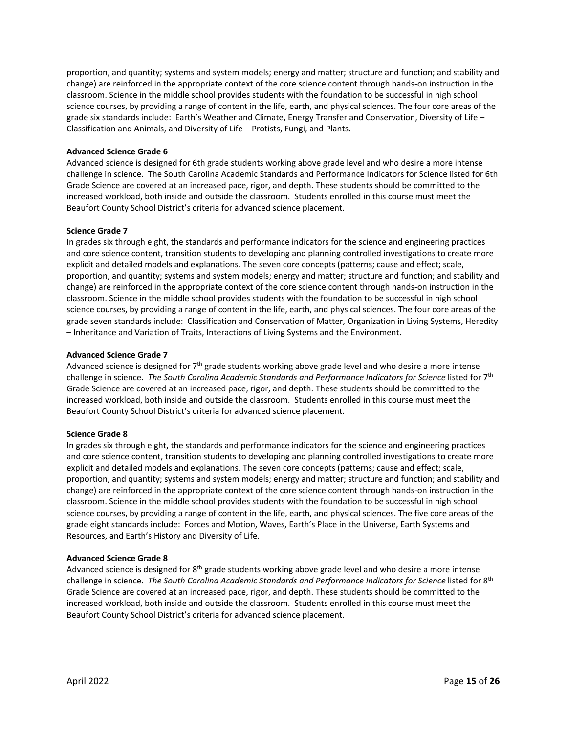proportion, and quantity; systems and system models; energy and matter; structure and function; and stability and change) are reinforced in the appropriate context of the core science content through hands-on instruction in the classroom. Science in the middle school provides students with the foundation to be successful in high school science courses, by providing a range of content in the life, earth, and physical sciences. The four core areas of the grade six standards include: Earth's Weather and Climate, Energy Transfer and Conservation, Diversity of Life – Classification and Animals, and Diversity of Life – Protists, Fungi, and Plants.

**Advanced Science Grade 6**

Advanced science is designed for 6th grade students working above grade level and who desire a more intense challenge in science. The South Carolina Academic Standards and Performance Indicators for Science listed for 6th Grade Science are covered at an increased pace, rigor, and depth. These students should be committed to the increased workload, both inside and outside the classroom. Students enrolled in this course must meet the Beaufort County School District's criteria for advanced science placement.

**Science Grade 7**

In grades six through eight, the standards and performance indicators for the science and engineering practices and core science content, transition students to developing and planning controlled investigations to create more explicit and detailed models and explanations. The seven core concepts (patterns; cause and effect; scale, proportion, and quantity; systems and system models; energy and matter; structure and function; and stability and change) are reinforced in the appropriate context of the core science content through hands-on instruction in the classroom. Science in the middle school provides students with the foundation to be successful in high school science courses, by providing a range of content in the life, earth, and physical sciences. The four core areas of the grade seven standards include: Classification and Conservation of Matter, Organization in Living Systems, Heredity – Inheritance and Variation of Traits, Interactions of Living Systems and the Environment.

**Advanced Science Grade 7**

Advanced science is designed for 7th grade students working above grade level and who desire a more intense challenge in science. *The South Carolina Academic Standards and Performance Indicators for Science* listed for 7th Grade Science are covered at an increased pace, rigor, and depth. These students should be committed to the increased workload, both inside and outside the classroom. Students enrolled in this course must meet the Beaufort County School District's criteria for advanced science placement.

**Science Grade 8**

In grades six through eight, the standards and performance indicators for the science and engineering practices and core science content, transition students to developing and planning controlled investigations to create more explicit and detailed models and explanations. The seven core concepts (patterns; cause and effect; scale, proportion, and quantity; systems and system models; energy and matter; structure and function; and stability and change) are reinforced in the appropriate context of the core science content through hands-on instruction in the classroom. Science in the middle school provides students with the foundation to be successful in high school science courses, by providing a range of content in the life, earth, and physical sciences. The five core areas of the grade eight standards include: Forces and Motion, Waves, Earth's Place in the Universe, Earth Systems and Resources, and Earth's History and Diversity of Life.

**Advanced Science Grade 8**

Advanced science is designed for 8th grade students working above grade level and who desire a more intense challenge in science. *The South Carolina Academic Standards and Performance Indicators for Science* listed for 8th Grade Science are covered at an increased pace, rigor, and depth. These students should be committed to the increased workload, both inside and outside the classroom. Students enrolled in this course must meet the Beaufort County School District's criteria for advanced science placement.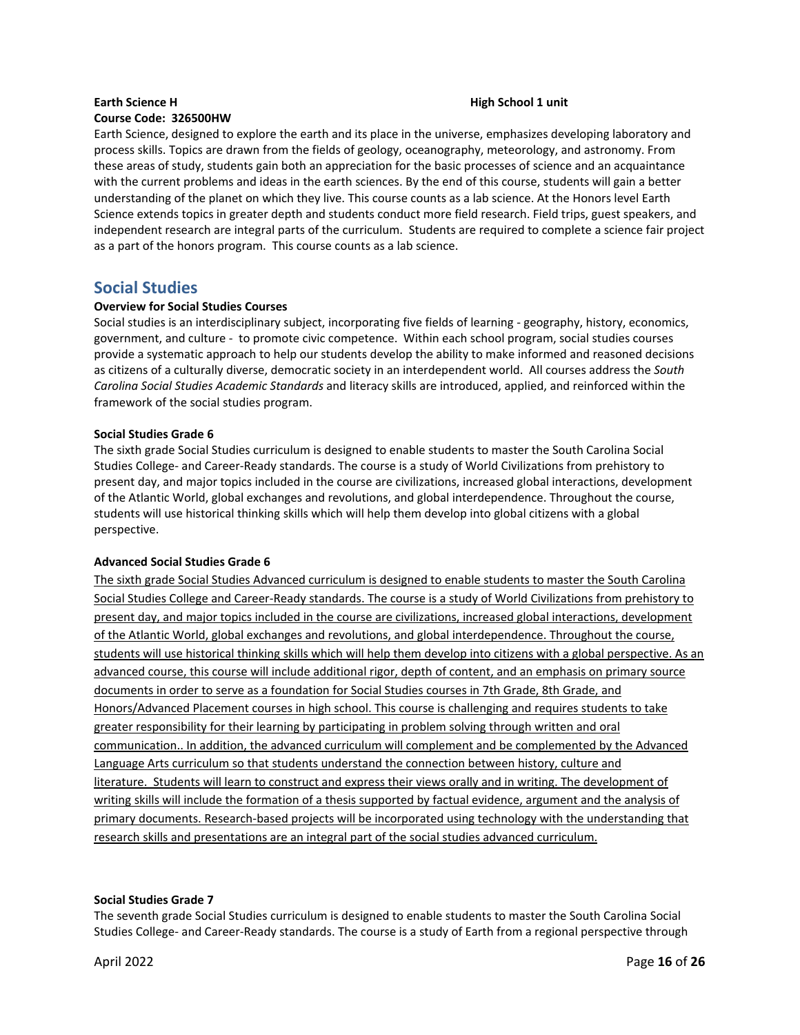**Earth Science H** **High School 1 unit**
**Course Code: 326500HW**

Earth Science, designed to explore the earth and its place in the universe, emphasizes developing laboratory and process skills. Topics are drawn from the fields of geology, oceanography, meteorology, and astronomy. From these areas of study, students gain both an appreciation for the basic processes of science and an acquaintance with the current problems and ideas in the earth sciences. By the end of this course, students will gain a better understanding of the planet on which they live. This course counts as a lab science. At the Honors level Earth Science extends topics in greater depth and students conduct more field research. Field trips, guest speakers, and independent research are integral parts of the curriculum. Students are required to complete a science fair project as a part of the honors program. This course counts as a lab science.

## Social Studies

**Overview for Social Studies Courses**

Social studies is an interdisciplinary subject, incorporating five fields of learning - geography, history, economics, government, and culture - to promote civic competence. Within each school program, social studies courses provide a systematic approach to help our students develop the ability to make informed and reasoned decisions as citizens of a culturally diverse, democratic society in an interdependent world. All courses address the *South Carolina Social Studies Academic Standards* and literacy skills are introduced, applied, and reinforced within the framework of the social studies program.

**Social Studies Grade 6**

The sixth grade Social Studies curriculum is designed to enable students to master the South Carolina Social Studies College- and Career-Ready standards. The course is a study of World Civilizations from prehistory to present day, and major topics included in the course are civilizations, increased global interactions, development of the Atlantic World, global exchanges and revolutions, and global interdependence. Throughout the course, students will use historical thinking skills which will help them develop into global citizens with a global perspective.

**Advanced Social Studies Grade 6**

<u>The sixth grade Social Studies Advanced curriculum is designed to enable students to master the South Carolina Social Studies College and Career-Ready standards. The course is a study of World Civilizations from prehistory to present day, and major topics included in the course are civilizations, increased global interactions, development of the Atlantic World, global exchanges and revolutions, and global interdependence. Throughout the course, students will use historical thinking skills which will help them develop into citizens with a global perspective. As an advanced course, this course will include additional rigor, depth of content, and an emphasis on primary source documents in order to serve as a foundation for Social Studies courses in 7th Grade, 8th Grade, and Honors/Advanced Placement courses in high school. This course is challenging and requires students to take greater responsibility for their learning by participating in problem solving through written and oral communication.. In addition, the advanced curriculum will complement and be complemented by the Advanced Language Arts curriculum so that students understand the connection between history, culture and literature. Students will learn to construct and express their views orally and in writing. The development of writing skills will include the formation of a thesis supported by factual evidence, argument and the analysis of primary documents. Research-based projects will be incorporated using technology with the understanding that research skills and presentations are an integral part of the social studies advanced curriculum.</u>

**Social Studies Grade 7**

The seventh grade Social Studies curriculum is designed to enable students to master the South Carolina Social Studies College- and Career-Ready standards. The course is a study of Earth from a regional perspective through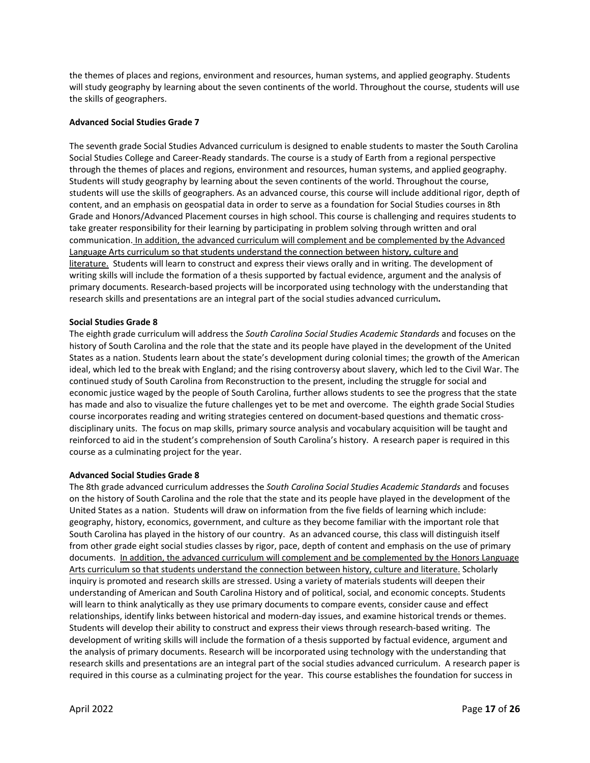the themes of places and regions, environment and resources, human systems, and applied geography. Students will study geography by learning about the seven continents of the world. Throughout the course, students will use the skills of geographers.

**Advanced Social Studies Grade 7**

The seventh grade Social Studies Advanced curriculum is designed to enable students to master the South Carolina Social Studies College and Career-Ready standards. The course is a study of Earth from a regional perspective through the themes of places and regions, environment and resources, human systems, and applied geography. Students will study geography by learning about the seven continents of the world. Throughout the course, students will use the skills of geographers. As an advanced course, this course will include additional rigor, depth of content, and an emphasis on geospatial data in order to serve as a foundation for Social Studies courses in 8th Grade and Honors/Advanced Placement courses in high school. This course is challenging and requires students to take greater responsibility for their learning by participating in problem solving through written and oral communication. <u>In addition, the advanced curriculum will complement and be complemented by the Advanced Language Arts curriculum so that students understand the connection between history, culture and literature.</u> Students will learn to construct and express their views orally and in writing. The development of writing skills will include the formation of a thesis supported by factual evidence, argument and the analysis of primary documents. Research-based projects will be incorporated using technology with the understanding that research skills and presentations are an integral part of the social studies advanced curriculum**.**

**Social Studies Grade 8**

The eighth grade curriculum will address the *South Carolina Social Studies Academic Standards* and focuses on the history of South Carolina and the role that the state and its people have played in the development of the United States as a nation. Students learn about the state's development during colonial times; the growth of the American ideal, which led to the break with England; and the rising controversy about slavery, which led to the Civil War. The continued study of South Carolina from Reconstruction to the present, including the struggle for social and economic justice waged by the people of South Carolina, further allows students to see the progress that the state has made and also to visualize the future challenges yet to be met and overcome. The eighth grade Social Studies course incorporates reading and writing strategies centered on document-based questions and thematic cross-disciplinary units. The focus on map skills, primary source analysis and vocabulary acquisition will be taught and reinforced to aid in the student's comprehension of South Carolina's history. A research paper is required in this course as a culminating project for the year.

**Advanced Social Studies Grade 8**

The 8th grade advanced curriculum addresses the *South Carolina Social Studies Academic Standards* and focuses on the history of South Carolina and the role that the state and its people have played in the development of the United States as a nation. Students will draw on information from the five fields of learning which include: geography, history, economics, government, and culture as they become familiar with the important role that South Carolina has played in the history of our country. As an advanced course, this class will distinguish itself from other grade eight social studies classes by rigor, pace, depth of content and emphasis on the use of primary documents. <u>In addition, the advanced curriculum will complement and be complemented by the Honors Language Arts curriculum so that students understand the connection between history, culture and literature.</u> Scholarly inquiry is promoted and research skills are stressed. Using a variety of materials students will deepen their understanding of American and South Carolina History and of political, social, and economic concepts. Students will learn to think analytically as they use primary documents to compare events, consider cause and effect relationships, identify links between historical and modern-day issues, and examine historical trends or themes. Students will develop their ability to construct and express their views through research-based writing. The development of writing skills will include the formation of a thesis supported by factual evidence, argument and the analysis of primary documents. Research will be incorporated using technology with the understanding that research skills and presentations are an integral part of the social studies advanced curriculum. A research paper is required in this course as a culminating project for the year. This course establishes the foundation for success in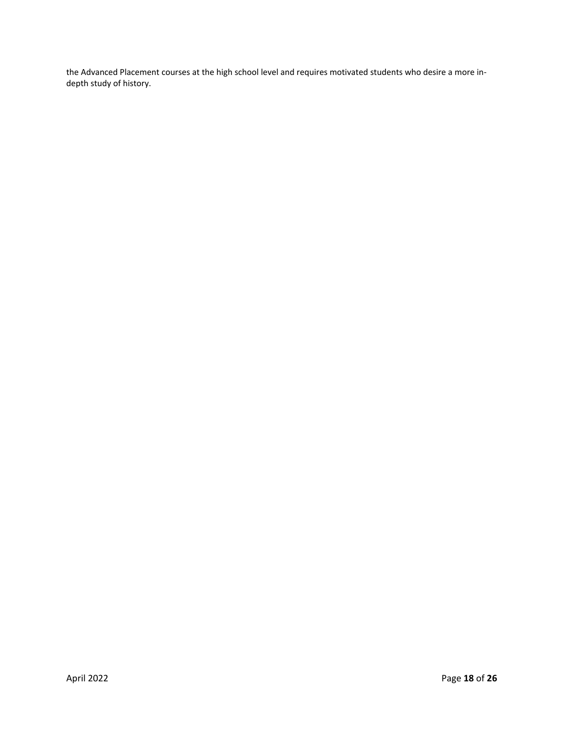the Advanced Placement courses at the high school level and requires motivated students who desire a more in-depth study of history.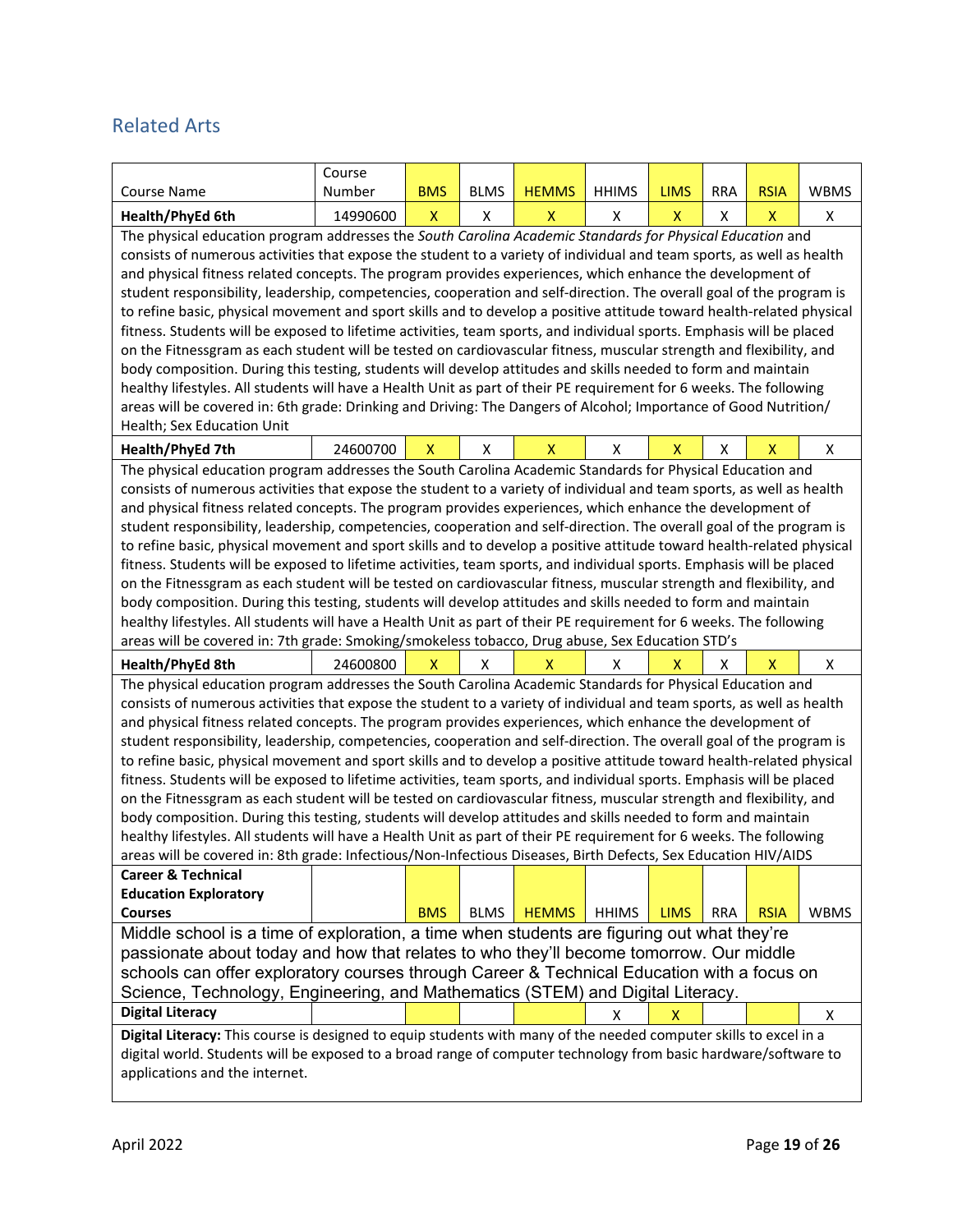## Related Arts

| Course Name | Course Number | BMS | BLMS | HEMMS | HHIMS | LIMS | RRA | RSIA | WBMS |
|---|---|---|---|---|---|---|---|---|---|
| **Health/PhyEd 6th** | 14990600 | X | X | X | X | X | X | X | X |

The physical education program addresses the *South Carolina Academic Standards for Physical Education* and consists of numerous activities that expose the student to a variety of individual and team sports, as well as health and physical fitness related concepts. The program provides experiences, which enhance the development of student responsibility, leadership, competencies, cooperation and self-direction. The overall goal of the program is to refine basic, physical movement and sport skills and to develop a positive attitude toward health-related physical fitness. Students will be exposed to lifetime activities, team sports, and individual sports. Emphasis will be placed on the Fitnessgram as each student will be tested on cardiovascular fitness, muscular strength and flexibility, and body composition. During this testing, students will develop attitudes and skills needed to form and maintain healthy lifestyles. All students will have a Health Unit as part of their PE requirement for 6 weeks. The following areas will be covered in: 6th grade: Drinking and Driving: The Dangers of Alcohol; Importance of Good Nutrition/ Health; Sex Education Unit

| Course Name | Course Number | BMS | BLMS | HEMMS | HHIMS | LIMS | RRA | RSIA | WBMS |
|---|---|---|---|---|---|---|---|---|---|
| **Health/PhyEd 7th** | 24600700 | X | X | X | X | X | X | X | X |

The physical education program addresses the South Carolina Academic Standards for Physical Education and consists of numerous activities that expose the student to a variety of individual and team sports, as well as health and physical fitness related concepts. The program provides experiences, which enhance the development of student responsibility, leadership, competencies, cooperation and self-direction. The overall goal of the program is to refine basic, physical movement and sport skills and to develop a positive attitude toward health-related physical fitness. Students will be exposed to lifetime activities, team sports, and individual sports. Emphasis will be placed on the Fitnessgram as each student will be tested on cardiovascular fitness, muscular strength and flexibility, and body composition. During this testing, students will develop attitudes and skills needed to form and maintain healthy lifestyles. All students will have a Health Unit as part of their PE requirement for 6 weeks. The following areas will be covered in: 7th grade: Smoking/smokeless tobacco, Drug abuse, Sex Education STD's

| Course Name | Course Number | BMS | BLMS | HEMMS | HHIMS | LIMS | RRA | RSIA | WBMS |
|---|---|---|---|---|---|---|---|---|---|
| **Health/PhyEd 8th** | 24600800 | X | X | X | X | X | X | X | X |

The physical education program addresses the South Carolina Academic Standards for Physical Education and consists of numerous activities that expose the student to a variety of individual and team sports, as well as health and physical fitness related concepts. The program provides experiences, which enhance the development of student responsibility, leadership, competencies, cooperation and self-direction. The overall goal of the program is to refine basic, physical movement and sport skills and to develop a positive attitude toward health-related physical fitness. Students will be exposed to lifetime activities, team sports, and individual sports. Emphasis will be placed on the Fitnessgram as each student will be tested on cardiovascular fitness, muscular strength and flexibility, and body composition. During this testing, students will develop attitudes and skills needed to form and maintain healthy lifestyles. All students will have a Health Unit as part of their PE requirement for 6 weeks. The following areas will be covered in: 8th grade: Infectious/Non-Infectious Diseases, Birth Defects, Sex Education HIV/AIDS

| **Career & Technical Education Exploratory Courses** | | BMS | BLMS | HEMMS | HHIMS | LIMS | RRA | RSIA | WBMS |
|---|---|---|---|---|---|---|---|---|---|

Middle school is a time of exploration, a time when students are figuring out what they're passionate about today and how that relates to who they'll become tomorrow. Our middle schools can offer exploratory courses through Career & Technical Education with a focus on Science, Technology, Engineering, and Mathematics (STEM) and Digital Literacy.

| Course Name | Course Number | BMS | BLMS | HEMMS | HHIMS | LIMS | RRA | RSIA | WBMS |
|---|---|---|---|---|---|---|---|---|---|
| **Digital Literacy** | | | | | X | X | | | X |

**Digital Literacy:** This course is designed to equip students with many of the needed computer skills to excel in a digital world. Students will be exposed to a broad range of computer technology from basic hardware/software to applications and the internet.

April 2022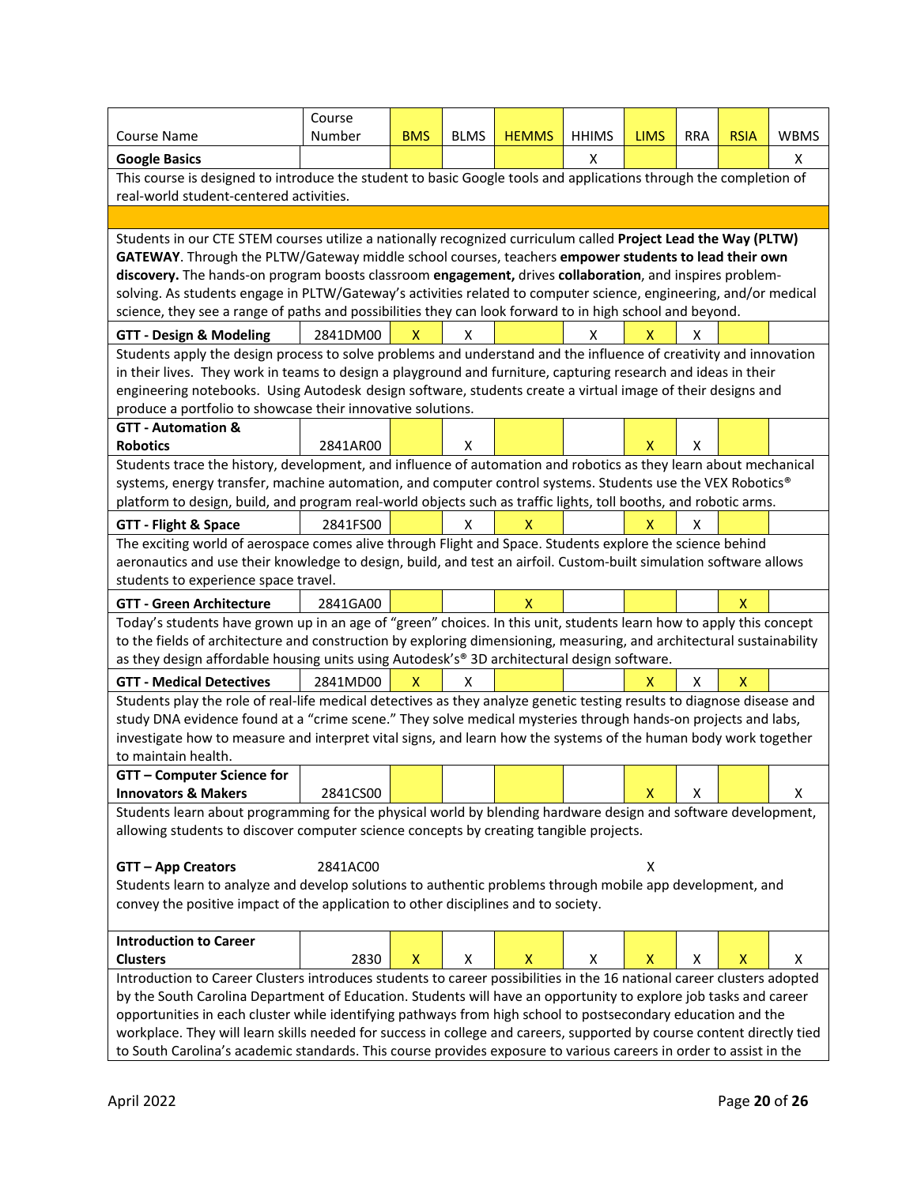| Course Name | Course Number | BMS | BLMS | HEMMS | HHIMS | LIMS | RRA | RSIA | WBMS |
|---|---|---|---|---|---|---|---|---|---|
| **Google Basics** | | | | | X | | | | X |
| This course is designed to introduce the student to basic Google tools and applications through the completion of real-world student-centered activities. | | | | | | | | | |
| | | | | | | | | | |
| Students in our CTE STEM courses utilize a nationally recognized curriculum called **Project Lead the Way (PLTW) GATEWAY**. Through the PLTW/Gateway middle school courses, teachers **empower students to lead their own discovery.** The hands-on program boosts classroom **engagement,** drives **collaboration**, and inspires problem-solving. As students engage in PLTW/Gateway's activities related to computer science, engineering, and/or medical science, they see a range of paths and possibilities they can look forward to in high school and beyond. | | | | | | | | | |
| **GTT - Design & Modeling** | 2841DM00 | X | X | | X | X | X | | |
| Students apply the design process to solve problems and understand and the influence of creativity and innovation in their lives. They work in teams to design a playground and furniture, capturing research and ideas in their engineering notebooks. Using Autodesk design software, students create a virtual image of their designs and produce a portfolio to showcase their innovative solutions. | | | | | | | | | |
| **GTT - Automation & Robotics** | 2841AR00 | | X | | | X | X | | |
| Students trace the history, development, and influence of automation and robotics as they learn about mechanical systems, energy transfer, machine automation, and computer control systems. Students use the VEX Robotics® platform to design, build, and program real-world objects such as traffic lights, toll booths, and robotic arms. | | | | | | | | | |
| **GTT - Flight & Space** | 2841FS00 | | X | X | | X | X | | |
| The exciting world of aerospace comes alive through Flight and Space. Students explore the science behind aeronautics and use their knowledge to design, build, and test an airfoil. Custom-built simulation software allows students to experience space travel. | | | | | | | | | |
| **GTT - Green Architecture** | 2841GA00 | | | X | | | | X | |
| Today's students have grown up in an age of "green" choices. In this unit, students learn how to apply this concept to the fields of architecture and construction by exploring dimensioning, measuring, and architectural sustainability as they design affordable housing units using Autodesk's® 3D architectural design software. | | | | | | | | | |
| **GTT - Medical Detectives** | 2841MD00 | X | X | | | X | X | X | |
| Students play the role of real-life medical detectives as they analyze genetic testing results to diagnose disease and study DNA evidence found at a "crime scene." They solve medical mysteries through hands-on projects and labs, investigate how to measure and interpret vital signs, and learn how the systems of the human body work together to maintain health. | | | | | | | | | |
| **GTT – Computer Science for Innovators & Makers** | 2841CS00 | | | | | X | X | | X |
| Students learn about programming for the physical world by blending hardware design and software development, allowing students to discover computer science concepts by creating tangible projects. | | | | | | | | | |
| **GTT – App Creators** | 2841AC00 | | | | | X | | | |
| Students learn to analyze and develop solutions to authentic problems through mobile app development, and convey the positive impact of the application to other disciplines and to society. | | | | | | | | | |
| **Introduction to Career Clusters** | 2830 | X | X | X | X | X | X | X | X |
| Introduction to Career Clusters introduces students to career possibilities in the 16 national career clusters adopted by the South Carolina Department of Education. Students will have an opportunity to explore job tasks and career opportunities in each cluster while identifying pathways from high school to postsecondary education and the workplace. They will learn skills needed for success in college and careers, supported by course content directly tied to South Carolina's academic standards. This course provides exposure to various careers in order to assist in the | | | | | | | | | |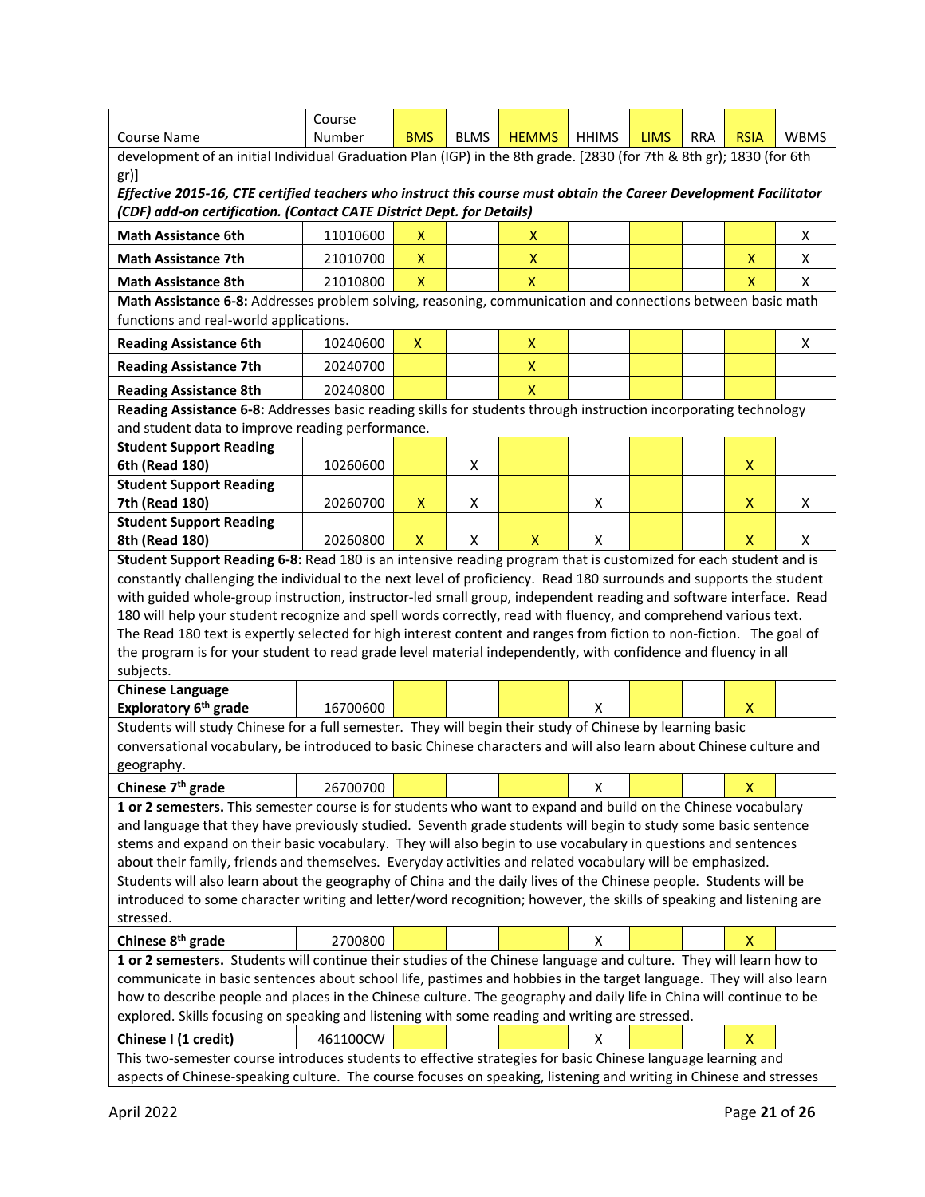| Course Name | Course Number | BMS | BLMS | HEMMS | HHIMS | LIMS | RRA | RSIA | WBMS |
|---|---|---|---|---|---|---|---|---|---|
| development of an initial Individual Graduation Plan (IGP) in the 8th grade. [2830 (for 7th & 8th gr); 1830 (for 6th gr)] ***Effective 2015-16, CTE certified teachers who instruct this course must obtain the Career Development Facilitator (CDF) add-on certification. (Contact CATE District Dept. for Details)*** | | | | | | | | | |
| **Math Assistance 6th** | 11010600 | X | | X | | | | | X |
| **Math Assistance 7th** | 21010700 | X | | X | | | | X | X |
| **Math Assistance 8th** | 21010800 | X | | X | | | | X | X |
| **Math Assistance 6-8:** Addresses problem solving, reasoning, communication and connections between basic math functions and real-world applications. | | | | | | | | | |
| **Reading Assistance 6th** | 10240600 | X | | X | | | | | X |
| **Reading Assistance 7th** | 20240700 | | | X | | | | | |
| **Reading Assistance 8th** | 20240800 | | | X | | | | | |
| **Reading Assistance 6-8:** Addresses basic reading skills for students through instruction incorporating technology and student data to improve reading performance. | | | | | | | | | |
| **Student Support Reading 6th (Read 180)** | 10260600 | | X | | | | | X | |
| **Student Support Reading 7th (Read 180)** | 20260700 | X | X | | X | | | X | X |
| **Student Support Reading 8th (Read 180)** | 20260800 | X | X | X | X | | | X | X |
| **Student Support Reading 6-8:** Read 180 is an intensive reading program that is customized for each student and is constantly challenging the individual to the next level of proficiency. Read 180 surrounds and supports the student with guided whole-group instruction, instructor-led small group, independent reading and software interface. Read 180 will help your student recognize and spell words correctly, read with fluency, and comprehend various text. The Read 180 text is expertly selected for high interest content and ranges from fiction to non-fiction. The goal of the program is for your student to read grade level material independently, with confidence and fluency in all subjects. | | | | | | | | | |
| **Chinese Language Exploratory 6th grade** | 16700600 | | | | X | | | X | |
| Students will study Chinese for a full semester. They will begin their study of Chinese by learning basic conversational vocabulary, be introduced to basic Chinese characters and will also learn about Chinese culture and geography. | | | | | | | | | |
| **Chinese 7th grade** | 26700700 | | | | X | | | X | |
| **1 or 2 semesters.** This semester course is for students who want to expand and build on the Chinese vocabulary and language that they have previously studied. Seventh grade students will begin to study some basic sentence stems and expand on their basic vocabulary. They will also begin to use vocabulary in questions and sentences about their family, friends and themselves. Everyday activities and related vocabulary will be emphasized. Students will also learn about the geography of China and the daily lives of the Chinese people. Students will be introduced to some character writing and letter/word recognition; however, the skills of speaking and listening are stressed. | | | | | | | | | |
| **Chinese 8th grade** | 2700800 | | | | X | | | X | |
| **1 or 2 semesters.** Students will continue their studies of the Chinese language and culture. They will learn how to communicate in basic sentences about school life, pastimes and hobbies in the target language. They will also learn how to describe people and places in the Chinese culture. The geography and daily life in China will continue to be explored. Skills focusing on speaking and listening with some reading and writing are stressed. | | | | | | | | | |
| **Chinese I (1 credit)** | 461100CW | | | | X | | | X | |
| This two-semester course introduces students to effective strategies for basic Chinese language learning and aspects of Chinese-speaking culture. The course focuses on speaking, listening and writing in Chinese and stresses | | | | | | | | | |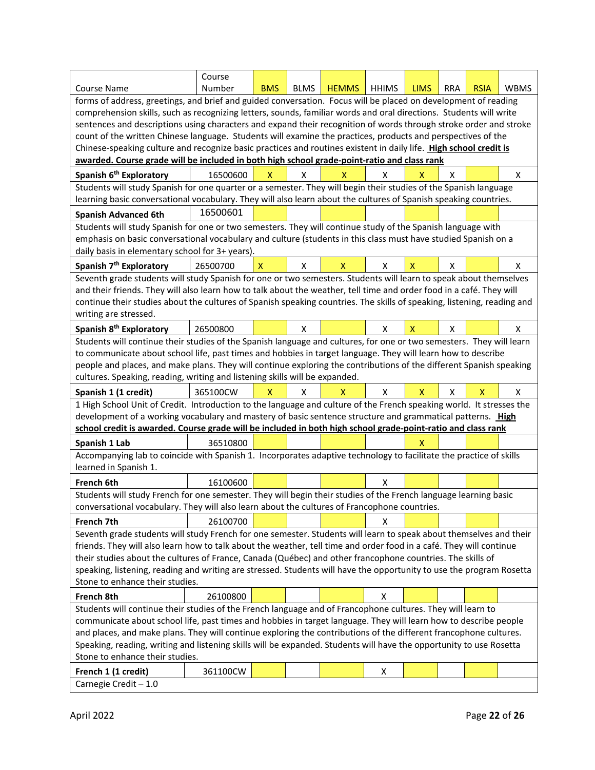| Course Name | Course Number | BMS | BLMS | HEMMS | HHIMS | LIMS | RRA | RSIA | WBMS |
|---|---|---|---|---|---|---|---|---|---|
| forms of address, greetings, and brief and guided conversation. Focus will be placed on development of reading comprehension skills, such as recognizing letters, sounds, familiar words and oral directions. Students will write sentences and descriptions using characters and expand their recognition of words through stroke order and stroke count of the written Chinese language. Students will examine the practices, products and perspectives of the Chinese-speaking culture and recognize basic practices and routines existent in daily life. **High school credit is awarded. Course grade will be included in both high school grade-point-ratio and class rank** | | | | | | | | | |
| **Spanish 6th Exploratory** | 16500600 | X | X | X | X | X | X | | X |
| Students will study Spanish for one quarter or a semester. They will begin their studies of the Spanish language learning basic conversational vocabulary. They will also learn about the cultures of Spanish speaking countries. | | | | | | | | | |
| **Spanish Advanced 6th** | 16500601 | | | | | | | | |
| Students will study Spanish for one or two semesters. They will continue study of the Spanish language with emphasis on basic conversational vocabulary and culture (students in this class must have studied Spanish on a daily basis in elementary school for 3+ years). | | | | | | | | | |
| **Spanish 7th Exploratory** | 26500700 | X | X | X | X | X | X | | X |
| Seventh grade students will study Spanish for one or two semesters. Students will learn to speak about themselves and their friends. They will also learn how to talk about the weather, tell time and order food in a café. They will continue their studies about the cultures of Spanish speaking countries. The skills of speaking, listening, reading and writing are stressed. | | | | | | | | | |
| **Spanish 8th Exploratory** | 26500800 | | X | | X | X | X | | X |
| Students will continue their studies of the Spanish language and cultures, for one or two semesters. They will learn to communicate about school life, past times and hobbies in target language. They will learn how to describe people and places, and make plans. They will continue exploring the contributions of the different Spanish speaking cultures. Speaking, reading, writing and listening skills will be expanded. | | | | | | | | | |
| **Spanish 1 (1 credit)** | 365100CW | X | X | X | X | X | X | X | X |
| 1 High School Unit of Credit. Introduction to the language and culture of the French speaking world. It stresses the development of a working vocabulary and mastery of basic sentence structure and grammatical patterns. **High school credit is awarded. Course grade will be included in both high school grade-point-ratio and class rank** | | | | | | | | | |
| **Spanish 1 Lab** | 36510800 | | | | | X | | | |
| Accompanying lab to coincide with Spanish 1. Incorporates adaptive technology to facilitate the practice of skills learned in Spanish 1. | | | | | | | | | |
| **French 6th** | 16100600 | | | | X | | | | |
| Students will study French for one semester. They will begin their studies of the French language learning basic conversational vocabulary. They will also learn about the cultures of Francophone countries. | | | | | | | | | |
| **French 7th** | 26100700 | | | | X | | | | |
| Seventh grade students will study French for one semester. Students will learn to speak about themselves and their friends. They will also learn how to talk about the weather, tell time and order food in a café. They will continue their studies about the cultures of France, Canada (Québec) and other francophone countries. The skills of speaking, listening, reading and writing are stressed. Students will have the opportunity to use the program Rosetta Stone to enhance their studies. | | | | | | | | | |
| **French 8th** | 26100800 | | | | X | | | | |
| Students will continue their studies of the French language and of Francophone cultures. They will learn to communicate about school life, past times and hobbies in target language. They will learn how to describe people and places, and make plans. They will continue exploring the contributions of the different francophone cultures. Speaking, reading, writing and listening skills will be expanded. Students will have the opportunity to use Rosetta Stone to enhance their studies. | | | | | | | | | |
| **French 1 (1 credit)** | 361100CW | | | | X | | | | |
| Carnegie Credit – 1.0 | | | | | | | | | |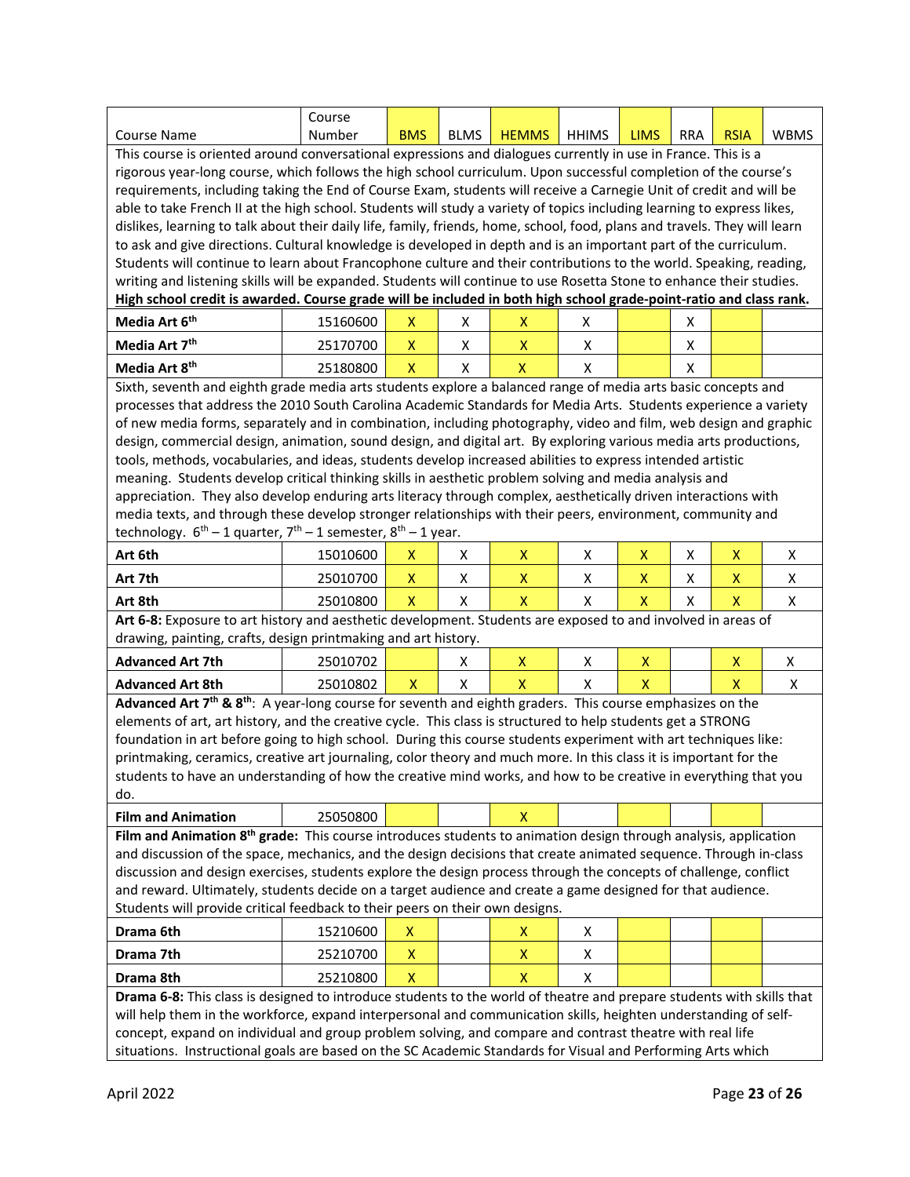| Course Name | Course Number | BMS | BLMS | HEMMS | HHIMS | LIMS | RRA | RSIA | WBMS |
|---|---|---|---|---|---|---|---|---|---|
| This course is oriented around conversational expressions and dialogues currently in use in France. This is a rigorous year-long course, which follows the high school curriculum. Upon successful completion of the course's requirements, including taking the End of Course Exam, students will receive a Carnegie Unit of credit and will be able to take French II at the high school. Students will study a variety of topics including learning to express likes, dislikes, learning to talk about their daily life, family, friends, home, school, food, plans and travels. They will learn to ask and give directions. Cultural knowledge is developed in depth and is an important part of the curriculum. Students will continue to learn about Francophone culture and their contributions to the world. Speaking, reading, writing and listening skills will be expanded. Students will continue to use Rosetta Stone to enhance their studies. **High school credit is awarded. Course grade will be included in both high school grade-point-ratio and class rank.** | | | | | | | | | |
| **Media Art 6th** | 15160600 | X | X | X | X | | X | | |
| **Media Art 7th** | 25170700 | X | X | X | X | | X | | |
| **Media Art 8th** | 25180800 | X | X | X | X | | X | | |
| Sixth, seventh and eighth grade media arts students explore a balanced range of media arts basic concepts and processes that address the 2010 South Carolina Academic Standards for Media Arts. Students experience a variety of new media forms, separately and in combination, including photography, video and film, web design and graphic design, commercial design, animation, sound design, and digital art. By exploring various media arts productions, tools, methods, vocabularies, and ideas, students develop increased abilities to express intended artistic meaning. Students develop critical thinking skills in aesthetic problem solving and media analysis and appreciation. They also develop enduring arts literacy through complex, aesthetically driven interactions with media texts, and through these develop stronger relationships with their peers, environment, community and technology. 6th – 1 quarter, 7th – 1 semester, 8th – 1 year. | | | | | | | | | |
| **Art 6th** | 15010600 | X | X | X | X | X | X | X | X |
| **Art 7th** | 25010700 | X | X | X | X | X | X | X | X |
| **Art 8th** | 25010800 | X | X | X | X | X | X | X | X |
| **Art 6-8:** Exposure to art history and aesthetic development. Students are exposed to and involved in areas of drawing, painting, crafts, design printmaking and art history. | | | | | | | | | |
| **Advanced Art 7th** | 25010702 | | X | X | X | X | | X | X |
| **Advanced Art 8th** | 25010802 | X | X | X | X | X | | X | X |
| **Advanced Art 7th & 8th**: A year-long course for seventh and eighth graders. This course emphasizes on the elements of art, art history, and the creative cycle. This class is structured to help students get a STRONG foundation in art before going to high school. During this course students experiment with art techniques like: printmaking, ceramics, creative art journaling, color theory and much more. In this class it is important for the students to have an understanding of how the creative mind works, and how to be creative in everything that you do. | | | | | | | | | |
| **Film and Animation** | 25050800 | | | X | | | | | |
| **Film and Animation 8th grade:** This course introduces students to animation design through analysis, application and discussion of the space, mechanics, and the design decisions that create animated sequence. Through in-class discussion and design exercises, students explore the design process through the concepts of challenge, conflict and reward. Ultimately, students decide on a target audience and create a game designed for that audience. Students will provide critical feedback to their peers on their own designs. | | | | | | | | | |
| **Drama 6th** | 15210600 | X | | X | X | | | | |
| **Drama 7th** | 25210700 | X | | X | X | | | | |
| **Drama 8th** | 25210800 | X | | X | X | | | | |
| **Drama 6-8:** This class is designed to introduce students to the world of theatre and prepare students with skills that will help them in the workforce, expand interpersonal and communication skills, heighten understanding of self-concept, expand on individual and group problem solving, and compare and contrast theatre with real life situations. Instructional goals are based on the SC Academic Standards for Visual and Performing Arts which | | | | | | | | | |

April 2022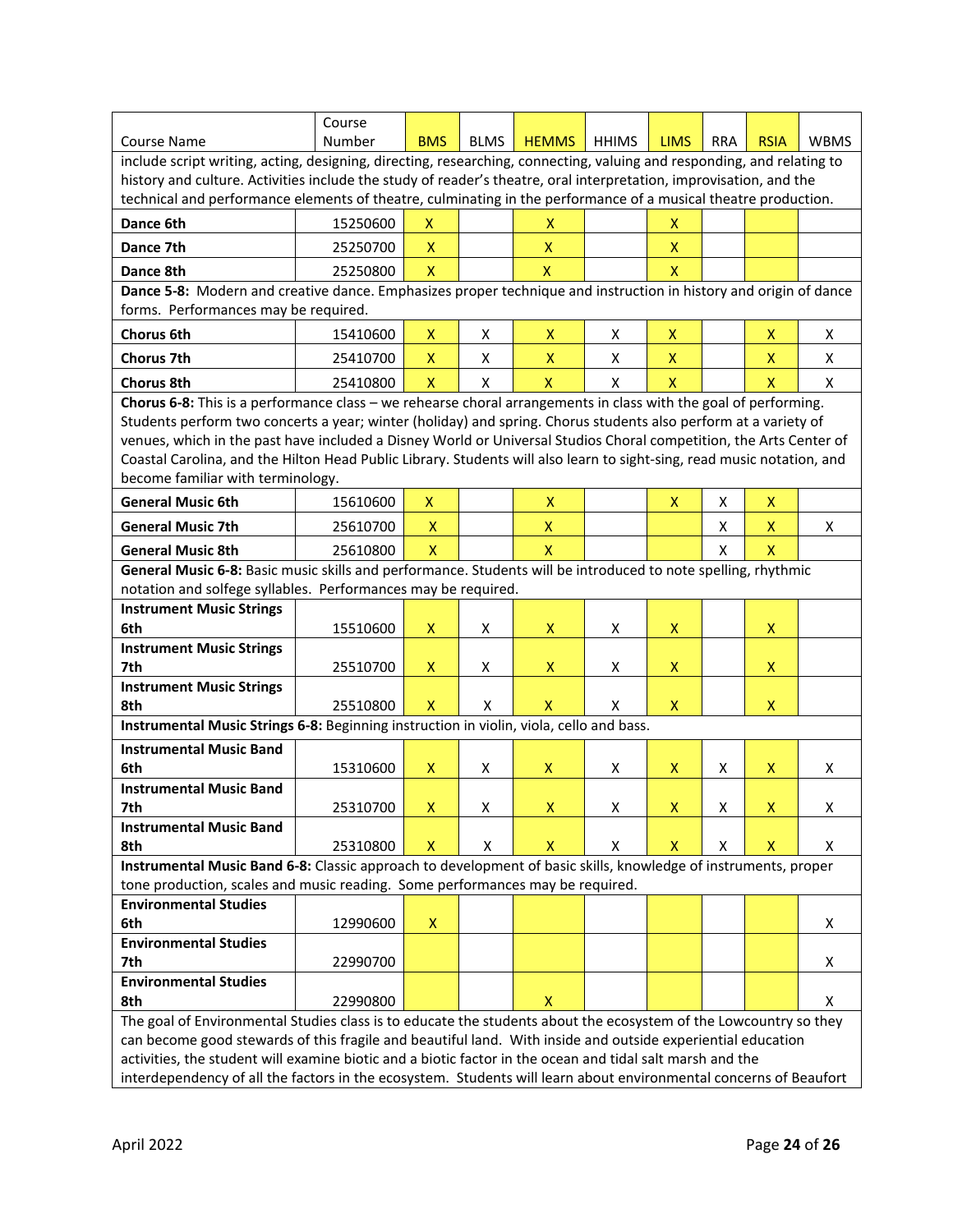| Course Name | Course Number | BMS | BLMS | HEMMS | HHIMS | LIMS | RRA | RSIA | WBMS |
|---|---|---|---|---|---|---|---|---|---|
| include script writing, acting, designing, directing, researching, connecting, valuing and responding, and relating to history and culture. Activities include the study of reader's theatre, oral interpretation, improvisation, and the technical and performance elements of theatre, culminating in the performance of a musical theatre production. | | | | | | | | | |
| **Dance 6th** | 15250600 | X | | X | | X | | | |
| **Dance 7th** | 25250700 | X | | X | | X | | | |
| **Dance 8th** | 25250800 | X | | X | | X | | | |
| **Dance 5-8:** Modern and creative dance. Emphasizes proper technique and instruction in history and origin of dance forms. Performances may be required. | | | | | | | | | |
| **Chorus 6th** | 15410600 | X | X | X | X | X | | X | X |
| **Chorus 7th** | 25410700 | X | X | X | X | X | | X | X |
| **Chorus 8th** | 25410800 | X | X | X | X | X | | X | X |
| **Chorus 6-8:** This is a performance class – we rehearse choral arrangements in class with the goal of performing. Students perform two concerts a year; winter (holiday) and spring. Chorus students also perform at a variety of venues, which in the past have included a Disney World or Universal Studios Choral competition, the Arts Center of Coastal Carolina, and the Hilton Head Public Library. Students will also learn to sight-sing, read music notation, and become familiar with terminology. | | | | | | | | | |
| **General Music 6th** | 15610600 | X | | X | | X | X | X | |
| **General Music 7th** | 25610700 | X | | X | | | X | X | X |
| **General Music 8th** | 25610800 | X | | X | | | X | X | |
| **General Music 6-8:** Basic music skills and performance. Students will be introduced to note spelling, rhythmic notation and solfege syllables. Performances may be required. | | | | | | | | | |
| **Instrument Music Strings 6th** | 15510600 | X | X | X | X | X | | X | |
| **Instrument Music Strings 7th** | 25510700 | X | X | X | X | X | | X | |
| **Instrument Music Strings 8th** | 25510800 | X | X | X | X | X | | X | |
| **Instrumental Music Strings 6-8:** Beginning instruction in violin, viola, cello and bass. | | | | | | | | | |
| **Instrumental Music Band 6th** | 15310600 | X | X | X | X | X | X | X | X |
| **Instrumental Music Band 7th** | 25310700 | X | X | X | X | X | X | X | X |
| **Instrumental Music Band 8th** | 25310800 | X | X | X | X | X | X | X | X |
| **Instrumental Music Band 6-8:** Classic approach to development of basic skills, knowledge of instruments, proper tone production, scales and music reading. Some performances may be required. | | | | | | | | | |
| **Environmental Studies 6th** | 12990600 | X | | | | | | | X |
| **Environmental Studies 7th** | 22990700 | | | | | | | | X |
| **Environmental Studies 8th** | 22990800 | | | X | | | | | X |
| The goal of Environmental Studies class is to educate the students about the ecosystem of the Lowcountry so they can become good stewards of this fragile and beautiful land. With inside and outside experiential education activities, the student will examine biotic and a biotic factor in the ocean and tidal salt marsh and the interdependency of all the factors in the ecosystem. Students will learn about environmental concerns of Beaufort | | | | | | | | | |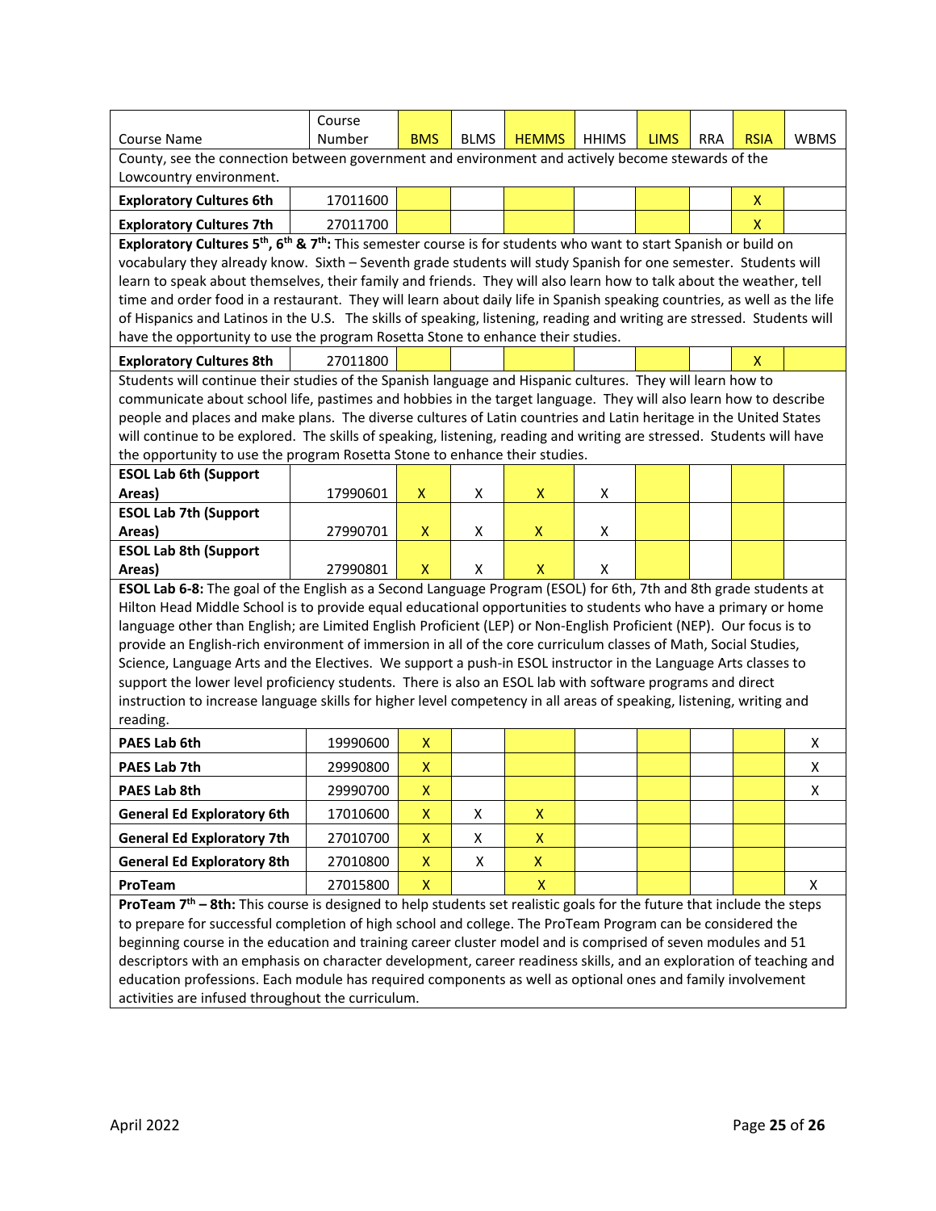| Course Name | Course Number | BMS | BLMS | HEMMS | HHIMS | LIMS | RRA | RSIA | WBMS |
|---|---|---|---|---|---|---|---|---|---|
| County, see the connection between government and environment and actively become stewards of the Lowcountry environment. | | | | | | | | | |
| **Exploratory Cultures 6th** | 17011600 | | | | | | | X | |
| **Exploratory Cultures 7th** | 27011700 | | | | | | | X | |
| **Exploratory Cultures 5th, 6th & 7th:** This semester course is for students who want to start Spanish or build on vocabulary they already know. Sixth – Seventh grade students will study Spanish for one semester. Students will learn to speak about themselves, their family and friends. They will also learn how to talk about the weather, tell time and order food in a restaurant. They will learn about daily life in Spanish speaking countries, as well as the life of Hispanics and Latinos in the U.S. The skills of speaking, listening, reading and writing are stressed. Students will have the opportunity to use the program Rosetta Stone to enhance their studies. | | | | | | | | | |
| **Exploratory Cultures 8th** | 27011800 | | | | | | | X | |
| Students will continue their studies of the Spanish language and Hispanic cultures. They will learn how to communicate about school life, pastimes and hobbies in the target language. They will also learn how to describe people and places and make plans. The diverse cultures of Latin countries and Latin heritage in the United States will continue to be explored. The skills of speaking, listening, reading and writing are stressed. Students will have the opportunity to use the program Rosetta Stone to enhance their studies. | | | | | | | | | |
| **ESOL Lab 6th (Support Areas)** | 17990601 | X | X | X | X | | | | |
| **ESOL Lab 7th (Support Areas)** | 27990701 | X | X | X | X | | | | |
| **ESOL Lab 8th (Support Areas)** | 27990801 | X | X | X | X | | | | |
| **ESOL Lab 6-8:** The goal of the English as a Second Language Program (ESOL) for 6th, 7th and 8th grade students at Hilton Head Middle School is to provide equal educational opportunities to students who have a primary or home language other than English; are Limited English Proficient (LEP) or Non-English Proficient (NEP). Our focus is to provide an English-rich environment of immersion in all of the core curriculum classes of Math, Social Studies, Science, Language Arts and the Electives. We support a push-in ESOL instructor in the Language Arts classes to support the lower level proficiency students. There is also an ESOL lab with software programs and direct instruction to increase language skills for higher level competency in all areas of speaking, listening, writing and reading. | | | | | | | | | |
| **PAES Lab 6th** | 19990600 | X | | | | | | | X |
| **PAES Lab 7th** | 29990800 | X | | | | | | | X |
| **PAES Lab 8th** | 29990700 | X | | | | | | | X |
| **General Ed Exploratory 6th** | 17010600 | X | X | X | | | | | |
| **General Ed Exploratory 7th** | 27010700 | X | X | X | | | | | |
| **General Ed Exploratory 8th** | 27010800 | X | X | X | | | | | |
| **ProTeam** | 27015800 | X | | X | | | | | X |
| **ProTeam 7th – 8th:** This course is designed to help students set realistic goals for the future that include the steps to prepare for successful completion of high school and college. The ProTeam Program can be considered the beginning course in the education and training career cluster model and is comprised of seven modules and 51 descriptors with an emphasis on character development, career readiness skills, and an exploration of teaching and education professions. Each module has required components as well as optional ones and family involvement activities are infused throughout the curriculum. | | | | | | | | | |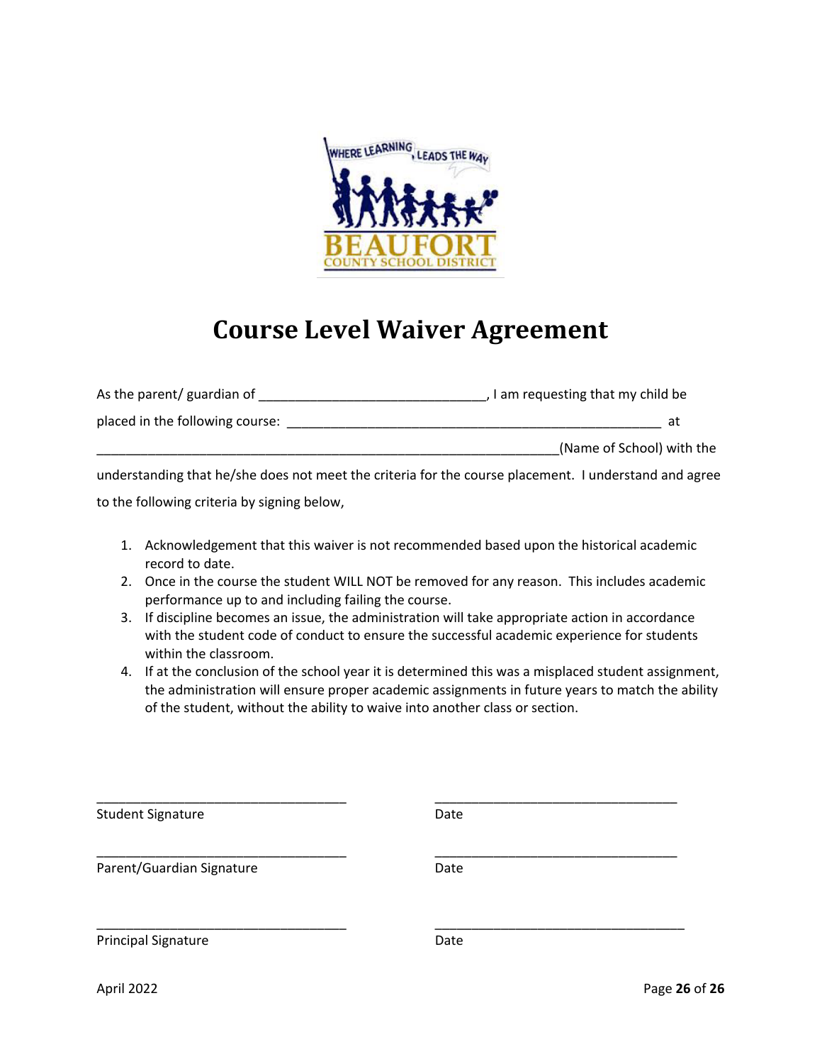# Course Level Waiver Agreement

As the parent/ guardian of ______________________________, I am requesting that my child be placed in the following course: ____________________________________________________ at ________________________________________________________________(Name of School) with the understanding that he/she does not meet the criteria for the course placement. I understand and agree to the following criteria by signing below,

1. Acknowledgement that this waiver is not recommended based upon the historical academic record to date.
2. Once in the course the student WILL NOT be removed for any reason. This includes academic performance up to and including failing the course.
3. If discipline becomes an issue, the administration will take appropriate action in accordance with the student code of conduct to ensure the successful academic experience for students within the classroom.
4. If at the conclusion of the school year it is determined this was a misplaced student assignment, the administration will ensure proper academic assignments in future years to match the ability of the student, without the ability to waive into another class or section.

___________________________________ ___________________________________
Student Signature Date

___________________________________ ___________________________________
Parent/Guardian Signature Date

___________________________________ ___________________________________
Principal Signature Date

April 2022